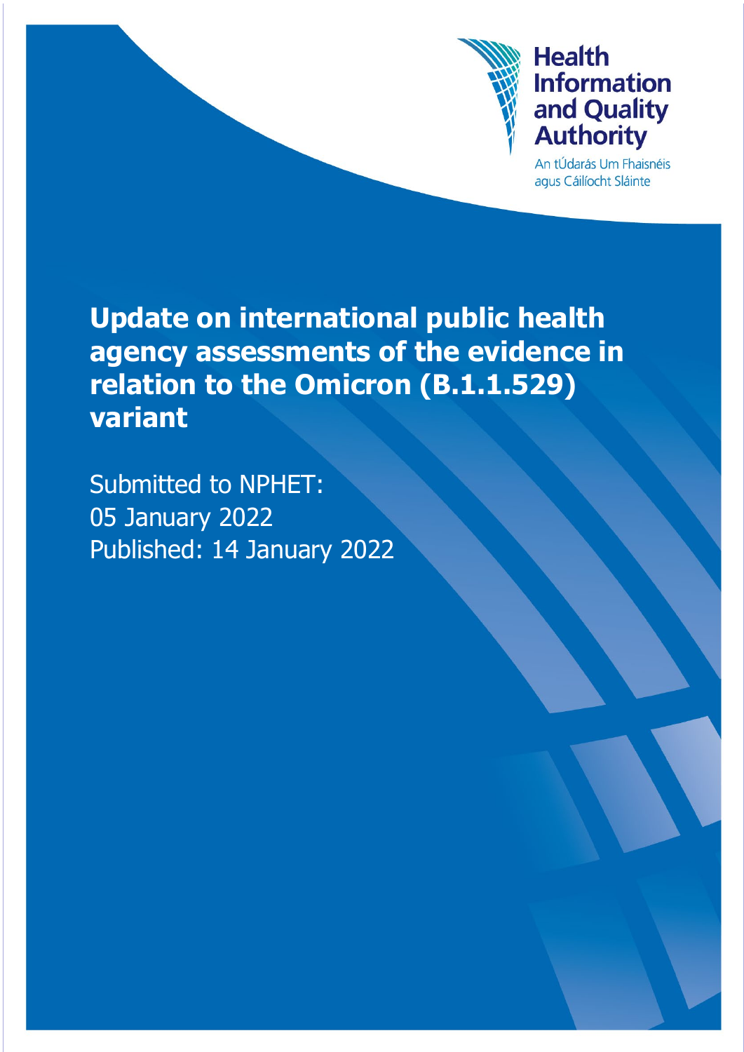Health Information and Quality Authority

An tÚdarás Um Fhaisnéis agus Cáilíocht Sláinte

# Update on international public health agency assessments of the evidence in relation to the Omicron (B.1.1.529) variant

Submitted to NPHET:
05 January 2022
Published: 14 January 2022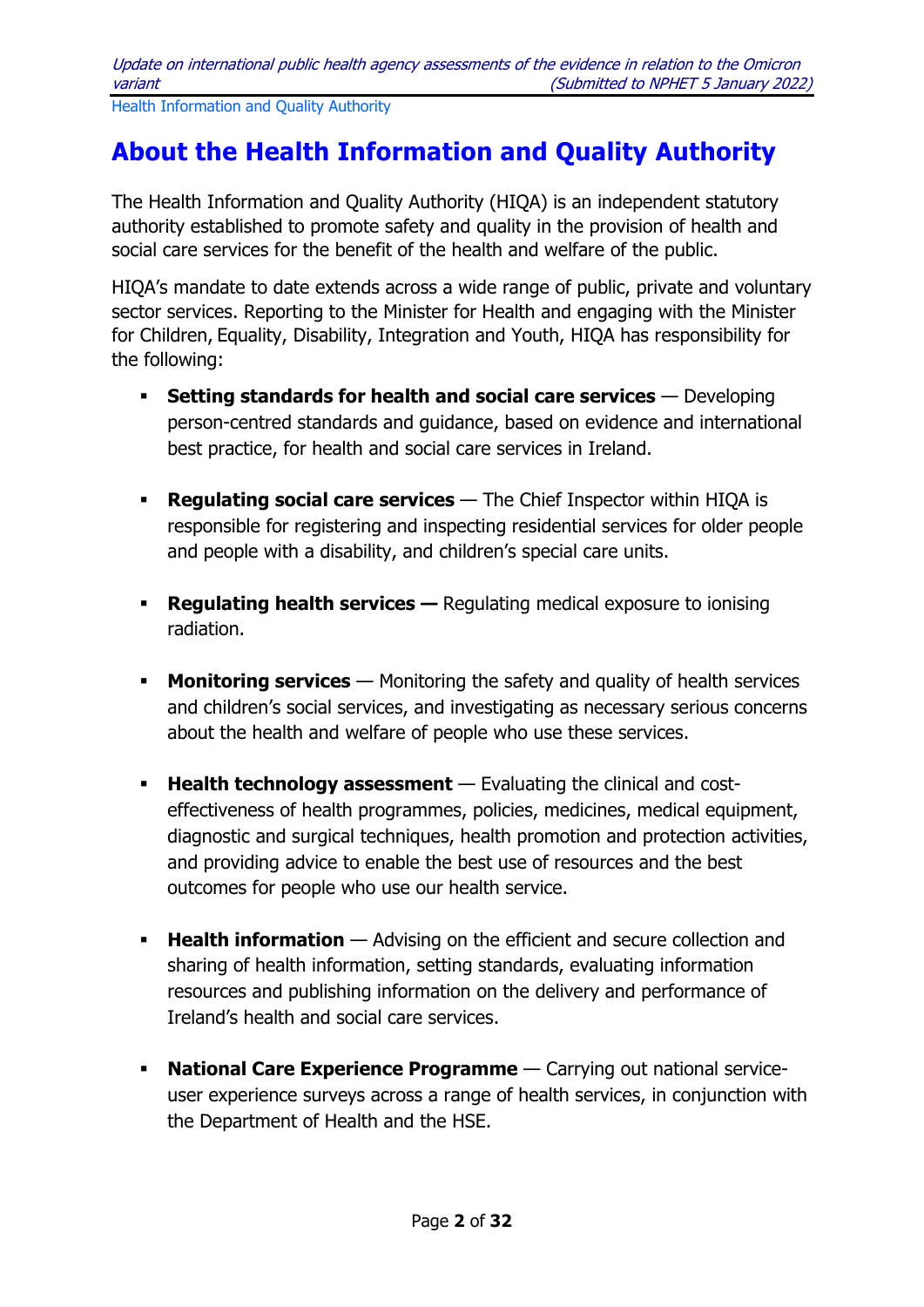# About the Health Information and Quality Authority

The Health Information and Quality Authority (HIQA) is an independent statutory authority established to promote safety and quality in the provision of health and social care services for the benefit of the health and welfare of the public.

HIQA's mandate to date extends across a wide range of public, private and voluntary sector services. Reporting to the Minister for Health and engaging with the Minister for Children, Equality, Disability, Integration and Youth, HIQA has responsibility for the following:

- **Setting standards for health and social care services** — Developing person-centred standards and guidance, based on evidence and international best practice, for health and social care services in Ireland.

- **Regulating social care services** — The Chief Inspector within HIQA is responsible for registering and inspecting residential services for older people and people with a disability, and children's special care units.

- **Regulating health services —** Regulating medical exposure to ionising radiation.

- **Monitoring services** — Monitoring the safety and quality of health services and children's social services, and investigating as necessary serious concerns about the health and welfare of people who use these services.

- **Health technology assessment** — Evaluating the clinical and cost-effectiveness of health programmes, policies, medicines, medical equipment, diagnostic and surgical techniques, health promotion and protection activities, and providing advice to enable the best use of resources and the best outcomes for people who use our health service.

- **Health information** — Advising on the efficient and secure collection and sharing of health information, setting standards, evaluating information resources and publishing information on the delivery and performance of Ireland's health and social care services.

- **National Care Experience Programme** — Carrying out national service-user experience surveys across a range of health services, in conjunction with the Department of Health and the HSE.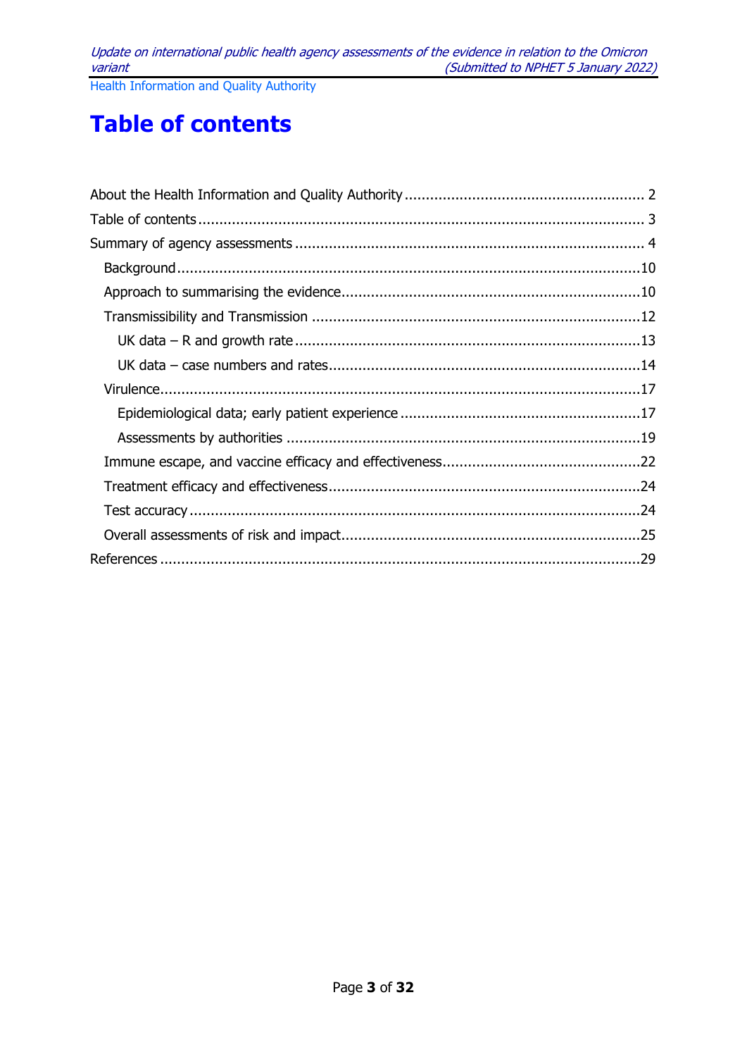# Table of contents

About the Health Information and Quality Authority ........................................................ 2
Table of contents ........................................................................................................ 3
Summary of agency assessments .................................................................................. 4
- Background ............................................................................................................10
- Approach to summarising the evidence ......................................................................10
- Transmissibility and Transmission .............................................................................12
  - UK data – R and growth rate .................................................................................13
  - UK data – case numbers and rates..........................................................................14
- Virulence.................................................................................................................17
  - Epidemiological data; early patient experience .........................................................17
  - Assessments by authorities ....................................................................................19
- Immune escape, and vaccine efficacy and effectiveness...............................................22
- Treatment efficacy and effectiveness..........................................................................24
- Test accuracy ..........................................................................................................24
- Overall assessments of risk and impact.......................................................................25

References .................................................................................................................29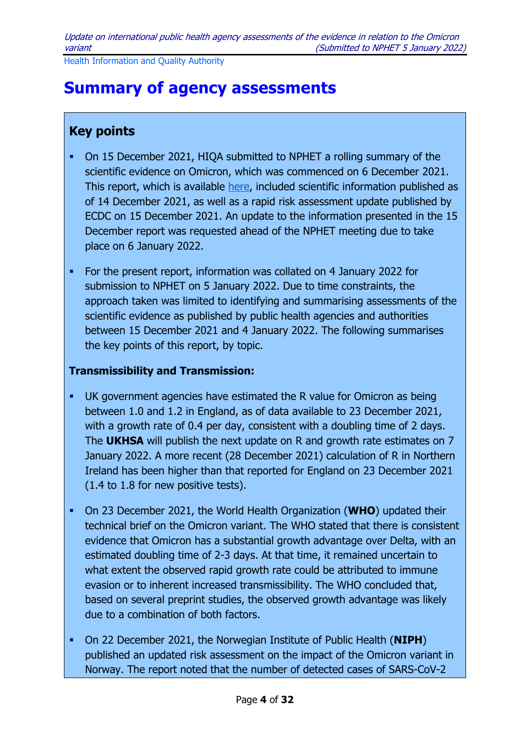# Summary of agency assessments

## Key points

- On 15 December 2021, HIQA submitted to NPHET a rolling summary of the scientific evidence on Omicron, which was commenced on 6 December 2021. This report, which is available [here](), included scientific information published as of 14 December 2021, as well as a rapid risk assessment update published by ECDC on 15 December 2021. An update to the information presented in the 15 December report was requested ahead of the NPHET meeting due to take place on 6 January 2022.
- For the present report, information was collated on 4 January 2022 for submission to NPHET on 5 January 2022. Due to time constraints, the approach taken was limited to identifying and summarising assessments of the scientific evidence as published by public health agencies and authorities between 15 December 2021 and 4 January 2022. The following summarises the key points of this report, by topic.

**Transmissibility and Transmission:**

- UK government agencies have estimated the R value for Omicron as being between 1.0 and 1.2 in England, as of data available to 23 December 2021, with a growth rate of 0.4 per day, consistent with a doubling time of 2 days. The **UKHSA** will publish the next update on R and growth rate estimates on 7 January 2022. A more recent (28 December 2021) calculation of R in Northern Ireland has been higher than that reported for England on 23 December 2021 (1.4 to 1.8 for new positive tests).
- On 23 December 2021, the World Health Organization (**WHO**) updated their technical brief on the Omicron variant. The WHO stated that there is consistent evidence that Omicron has a substantial growth advantage over Delta, with an estimated doubling time of 2-3 days. At that time, it remained uncertain to what extent the observed rapid growth rate could be attributed to immune evasion or to inherent increased transmissibility. The WHO concluded that, based on several preprint studies, the observed growth advantage was likely due to a combination of both factors.
- On 22 December 2021, the Norwegian Institute of Public Health (**NIPH**) published an updated risk assessment on the impact of the Omicron variant in Norway. The report noted that the number of detected cases of SARS-CoV-2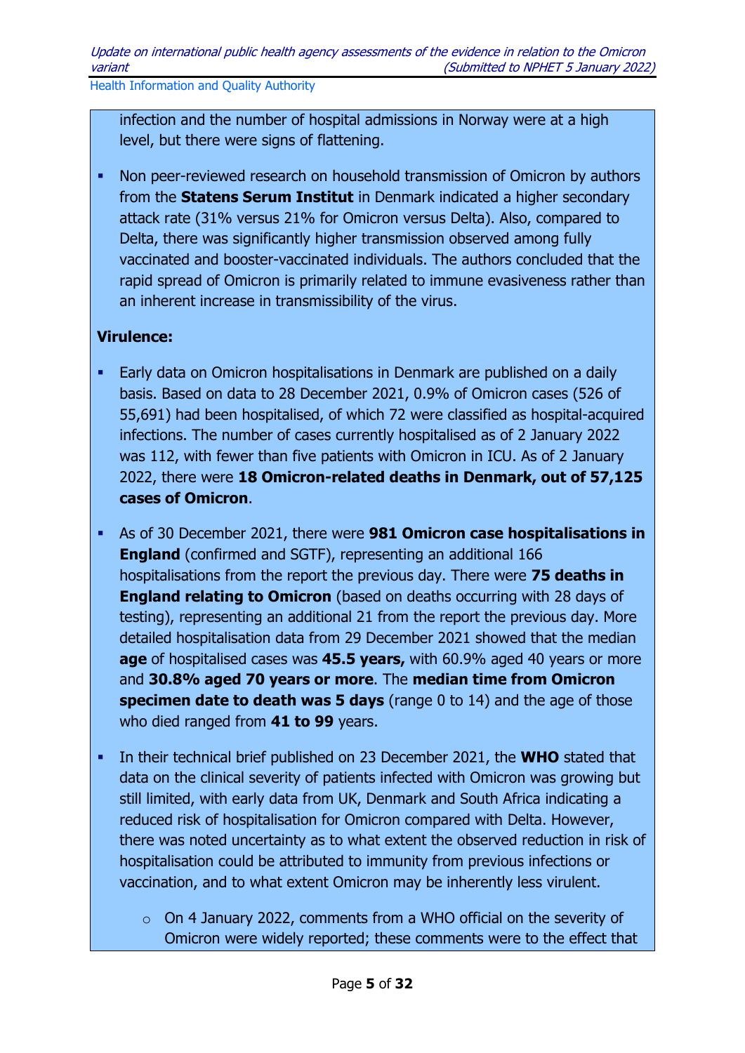infection and the number of hospital admissions in Norway were at a high level, but there were signs of flattening.

- Non peer-reviewed research on household transmission of Omicron by authors from the **Statens Serum Institut** in Denmark indicated a higher secondary attack rate (31% versus 21% for Omicron versus Delta). Also, compared to Delta, there was significantly higher transmission observed among fully vaccinated and booster-vaccinated individuals. The authors concluded that the rapid spread of Omicron is primarily related to immune evasiveness rather than an inherent increase in transmissibility of the virus.

**Virulence:**

- Early data on Omicron hospitalisations in Denmark are published on a daily basis. Based on data to 28 December 2021, 0.9% of Omicron cases (526 of 55,691) had been hospitalised, of which 72 were classified as hospital-acquired infections. The number of cases currently hospitalised as of 2 January 2022 was 112, with fewer than five patients with Omicron in ICU. As of 2 January 2022, there were **18 Omicron-related deaths in Denmark, out of 57,125 cases of Omicron**.
- As of 30 December 2021, there were **981 Omicron case hospitalisations in England** (confirmed and SGTF), representing an additional 166 hospitalisations from the report the previous day. There were **75 deaths in England relating to Omicron** (based on deaths occurring with 28 days of testing), representing an additional 21 from the report the previous day. More detailed hospitalisation data from 29 December 2021 showed that the median **age** of hospitalised cases was **45.5 years,** with 60.9% aged 40 years or more and **30.8% aged 70 years or more**. The **median time from Omicron specimen date to death was 5 days** (range 0 to 14) and the age of those who died ranged from **41 to 99** years.
- In their technical brief published on 23 December 2021, the **WHO** stated that data on the clinical severity of patients infected with Omicron was growing but still limited, with early data from UK, Denmark and South Africa indicating a reduced risk of hospitalisation for Omicron compared with Delta. However, there was noted uncertainty as to what extent the observed reduction in risk of hospitalisation could be attributed to immunity from previous infections or vaccination, and to what extent Omicron may be inherently less virulent.
    - On 4 January 2022, comments from a WHO official on the severity of Omicron were widely reported; these comments were to the effect that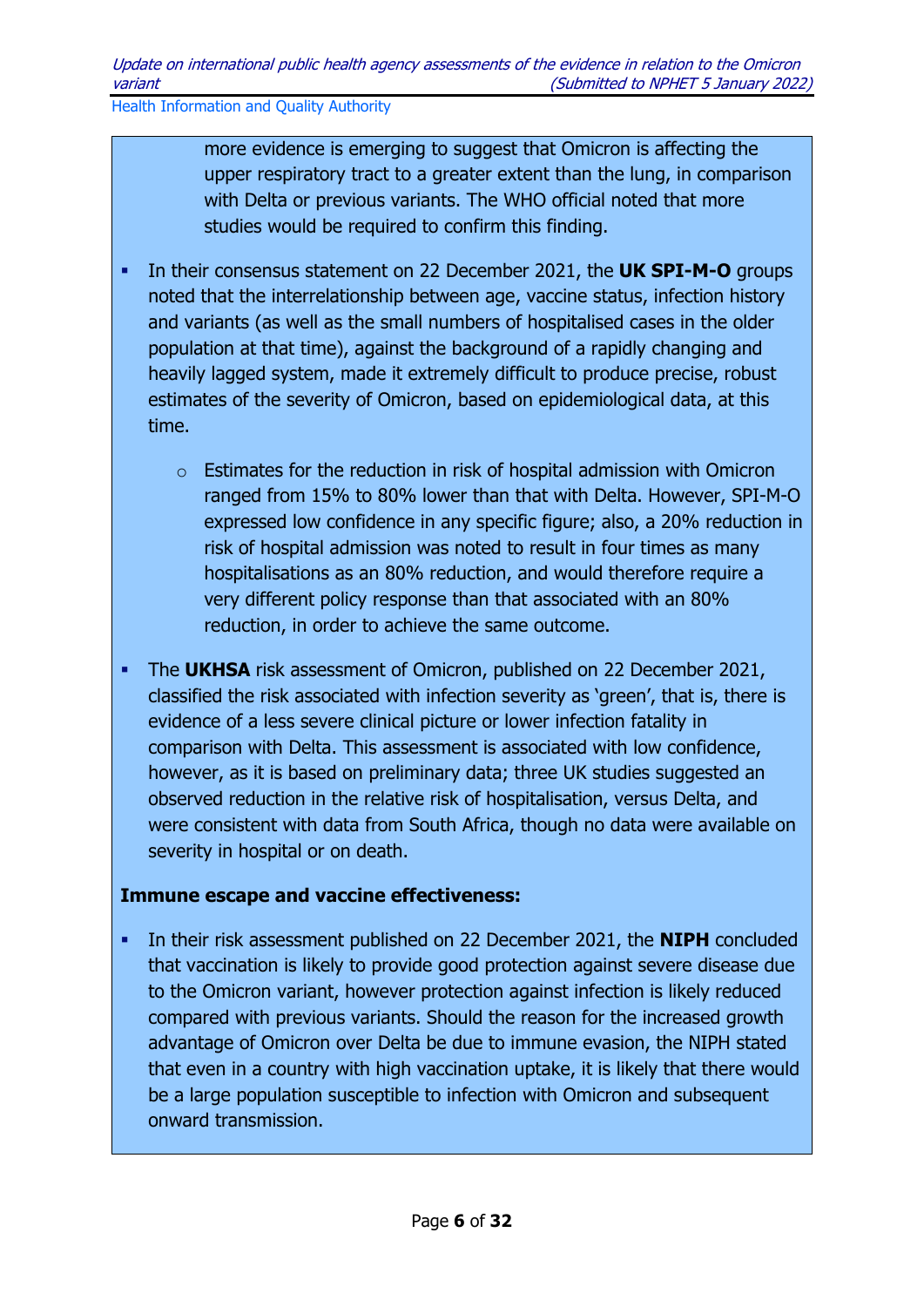more evidence is emerging to suggest that Omicron is affecting the upper respiratory tract to a greater extent than the lung, in comparison with Delta or previous variants. The WHO official noted that more studies would be required to confirm this finding.

- In their consensus statement on 22 December 2021, the **UK SPI-M-O** groups noted that the interrelationship between age, vaccine status, infection history and variants (as well as the small numbers of hospitalised cases in the older population at that time), against the background of a rapidly changing and heavily lagged system, made it extremely difficult to produce precise, robust estimates of the severity of Omicron, based on epidemiological data, at this time.
    - Estimates for the reduction in risk of hospital admission with Omicron ranged from 15% to 80% lower than that with Delta. However, SPI-M-O expressed low confidence in any specific figure; also, a 20% reduction in risk of hospital admission was noted to result in four times as many hospitalisations as an 80% reduction, and would therefore require a very different policy response than that associated with an 80% reduction, in order to achieve the same outcome.
- The **UKHSA** risk assessment of Omicron, published on 22 December 2021, classified the risk associated with infection severity as 'green', that is, there is evidence of a less severe clinical picture or lower infection fatality in comparison with Delta. This assessment is associated with low confidence, however, as it is based on preliminary data; three UK studies suggested an observed reduction in the relative risk of hospitalisation, versus Delta, and were consistent with data from South Africa, though no data were available on severity in hospital or on death.

**Immune escape and vaccine effectiveness:**

- In their risk assessment published on 22 December 2021, the **NIPH** concluded that vaccination is likely to provide good protection against severe disease due to the Omicron variant, however protection against infection is likely reduced compared with previous variants. Should the reason for the increased growth advantage of Omicron over Delta be due to immune evasion, the NIPH stated that even in a country with high vaccination uptake, it is likely that there would be a large population susceptible to infection with Omicron and subsequent onward transmission.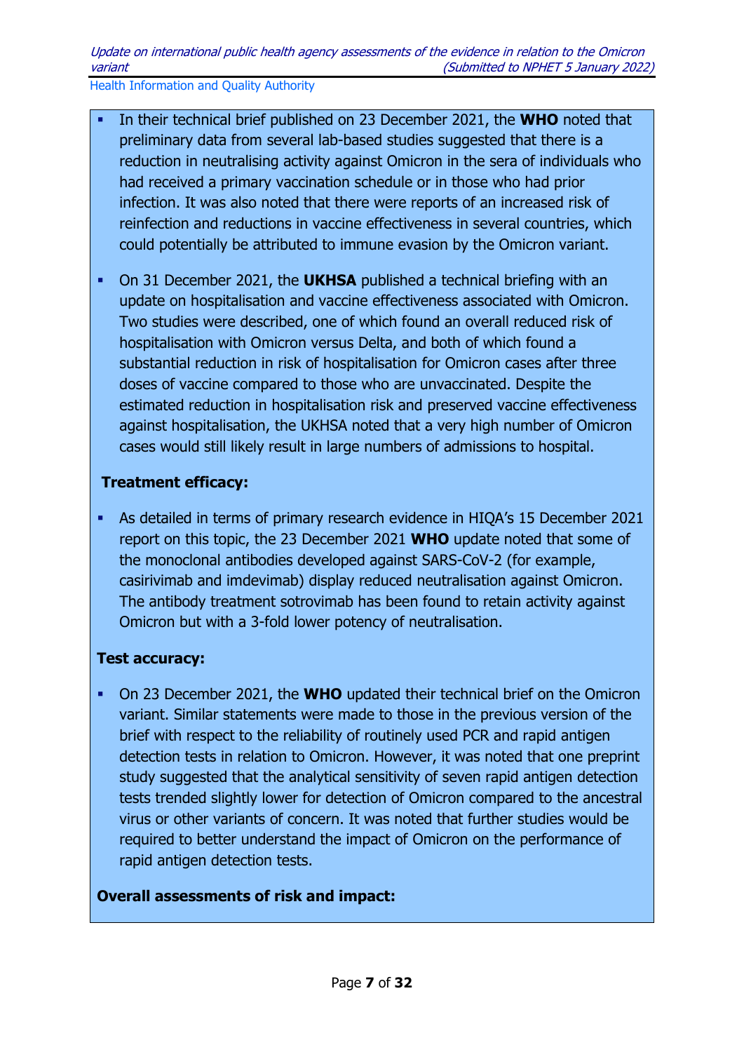- In their technical brief published on 23 December 2021, the **WHO** noted that preliminary data from several lab-based studies suggested that there is a reduction in neutralising activity against Omicron in the sera of individuals who had received a primary vaccination schedule or in those who had prior infection. It was also noted that there were reports of an increased risk of reinfection and reductions in vaccine effectiveness in several countries, which could potentially be attributed to immune evasion by the Omicron variant.

- On 31 December 2021, the **UKHSA** published a technical briefing with an update on hospitalisation and vaccine effectiveness associated with Omicron. Two studies were described, one of which found an overall reduced risk of hospitalisation with Omicron versus Delta, and both of which found a substantial reduction in risk of hospitalisation for Omicron cases after three doses of vaccine compared to those who are unvaccinated. Despite the estimated reduction in hospitalisation risk and preserved vaccine effectiveness against hospitalisation, the UKHSA noted that a very high number of Omicron cases would still likely result in large numbers of admissions to hospital.

**Treatment efficacy:**

- As detailed in terms of primary research evidence in HIQA's 15 December 2021 report on this topic, the 23 December 2021 **WHO** update noted that some of the monoclonal antibodies developed against SARS-CoV-2 (for example, casirivimab and imdevimab) display reduced neutralisation against Omicron. The antibody treatment sotrovimab has been found to retain activity against Omicron but with a 3-fold lower potency of neutralisation.

**Test accuracy:**

- On 23 December 2021, the **WHO** updated their technical brief on the Omicron variant. Similar statements were made to those in the previous version of the brief with respect to the reliability of routinely used PCR and rapid antigen detection tests in relation to Omicron. However, it was noted that one preprint study suggested that the analytical sensitivity of seven rapid antigen detection tests trended slightly lower for detection of Omicron compared to the ancestral virus or other variants of concern. It was noted that further studies would be required to better understand the impact of Omicron on the performance of rapid antigen detection tests.

**Overall assessments of risk and impact:**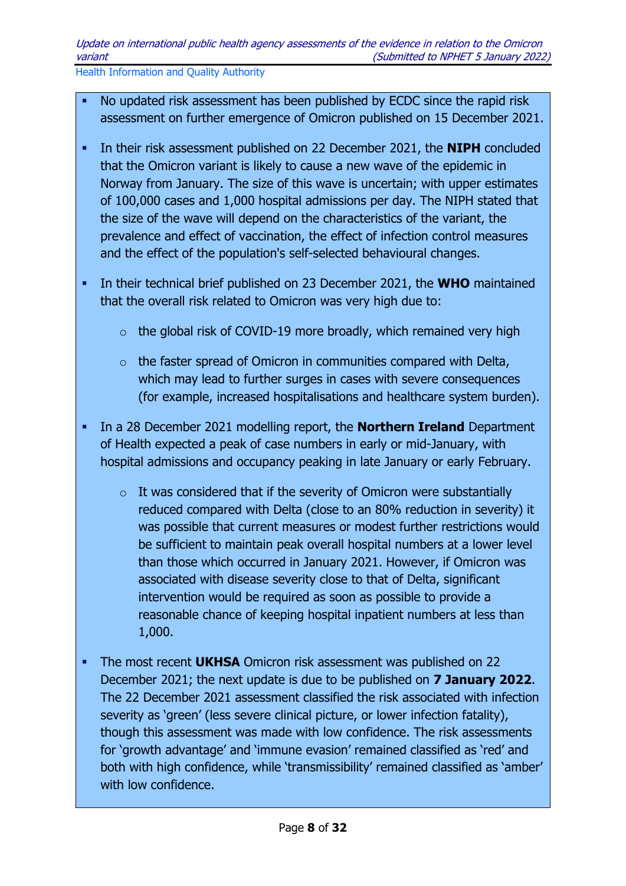- No updated risk assessment has been published by ECDC since the rapid risk assessment on further emergence of Omicron published on 15 December 2021.
- In their risk assessment published on 22 December 2021, the **NIPH** concluded that the Omicron variant is likely to cause a new wave of the epidemic in Norway from January. The size of this wave is uncertain; with upper estimates of 100,000 cases and 1,000 hospital admissions per day. The NIPH stated that the size of the wave will depend on the characteristics of the variant, the prevalence and effect of vaccination, the effect of infection control measures and the effect of the population's self-selected behavioural changes.
- In their technical brief published on 23 December 2021, the **WHO** maintained that the overall risk related to Omicron was very high due to:
  - the global risk of COVID-19 more broadly, which remained very high
  - the faster spread of Omicron in communities compared with Delta, which may lead to further surges in cases with severe consequences (for example, increased hospitalisations and healthcare system burden).
- In a 28 December 2021 modelling report, the **Northern Ireland** Department of Health expected a peak of case numbers in early or mid-January, with hospital admissions and occupancy peaking in late January or early February.
  - It was considered that if the severity of Omicron were substantially reduced compared with Delta (close to an 80% reduction in severity) it was possible that current measures or modest further restrictions would be sufficient to maintain peak overall hospital numbers at a lower level than those which occurred in January 2021. However, if Omicron was associated with disease severity close to that of Delta, significant intervention would be required as soon as possible to provide a reasonable chance of keeping hospital inpatient numbers at less than 1,000.
- The most recent **UKHSA** Omicron risk assessment was published on 22 December 2021; the next update is due to be published on **7 January 2022**. The 22 December 2021 assessment classified the risk associated with infection severity as 'green' (less severe clinical picture, or lower infection fatality), though this assessment was made with low confidence. The risk assessments for 'growth advantage' and 'immune evasion' remained classified as 'red' and both with high confidence, while 'transmissibility' remained classified as 'amber' with low confidence.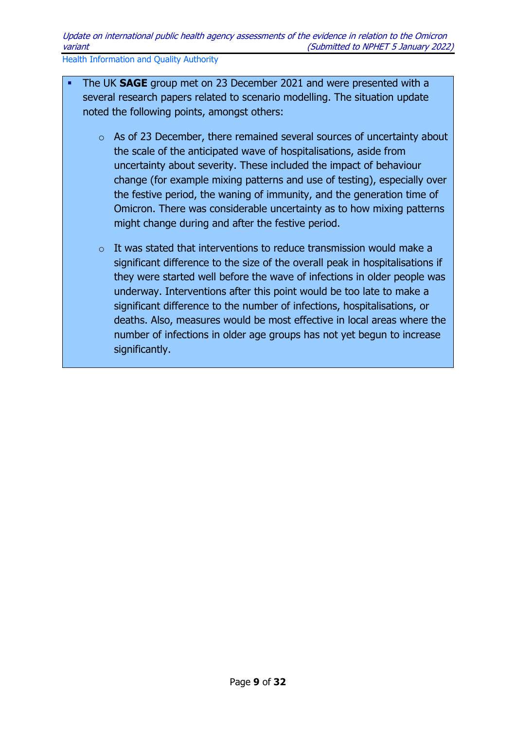- The UK **SAGE** group met on 23 December 2021 and were presented with a several research papers related to scenario modelling. The situation update noted the following points, amongst others:

    - As of 23 December, there remained several sources of uncertainty about the scale of the anticipated wave of hospitalisations, aside from uncertainty about severity. These included the impact of behaviour change (for example mixing patterns and use of testing), especially over the festive period, the waning of immunity, and the generation time of Omicron. There was considerable uncertainty as to how mixing patterns might change during and after the festive period.

    - It was stated that interventions to reduce transmission would make a significant difference to the size of the overall peak in hospitalisations if they were started well before the wave of infections in older people was underway. Interventions after this point would be too late to make a significant difference to the number of infections, hospitalisations, or deaths. Also, measures would be most effective in local areas where the number of infections in older age groups has not yet begun to increase significantly.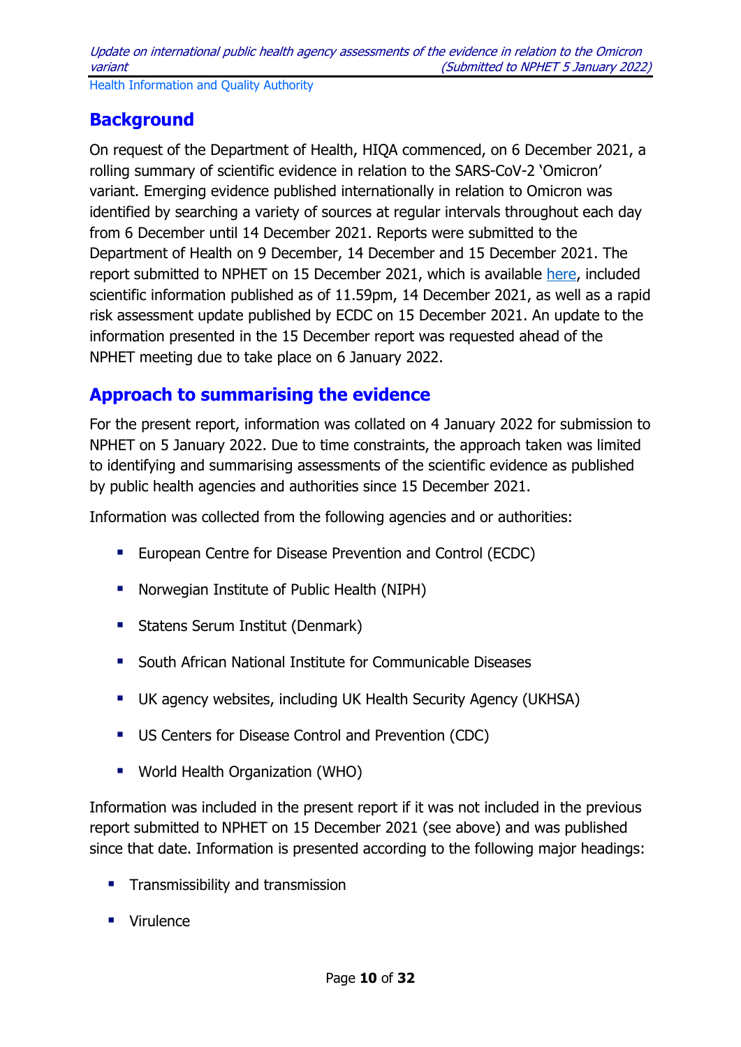## Background

On request of the Department of Health, HIQA commenced, on 6 December 2021, a rolling summary of scientific evidence in relation to the SARS-CoV-2 'Omicron' variant. Emerging evidence published internationally in relation to Omicron was identified by searching a variety of sources at regular intervals throughout each day from 6 December until 14 December 2021. Reports were submitted to the Department of Health on 9 December, 14 December and 15 December 2021. The report submitted to NPHET on 15 December 2021, which is available here, included scientific information published as of 11.59pm, 14 December 2021, as well as a rapid risk assessment update published by ECDC on 15 December 2021. An update to the information presented in the 15 December report was requested ahead of the NPHET meeting due to take place on 6 January 2022.

## Approach to summarising the evidence

For the present report, information was collated on 4 January 2022 for submission to NPHET on 5 January 2022. Due to time constraints, the approach taken was limited to identifying and summarising assessments of the scientific evidence as published by public health agencies and authorities since 15 December 2021.

Information was collected from the following agencies and or authorities:

- European Centre for Disease Prevention and Control (ECDC)
- Norwegian Institute of Public Health (NIPH)
- Statens Serum Institut (Denmark)
- South African National Institute for Communicable Diseases
- UK agency websites, including UK Health Security Agency (UKHSA)
- US Centers for Disease Control and Prevention (CDC)
- World Health Organization (WHO)

Information was included in the present report if it was not included in the previous report submitted to NPHET on 15 December 2021 (see above) and was published since that date. Information is presented according to the following major headings:

- Transmissibility and transmission
- Virulence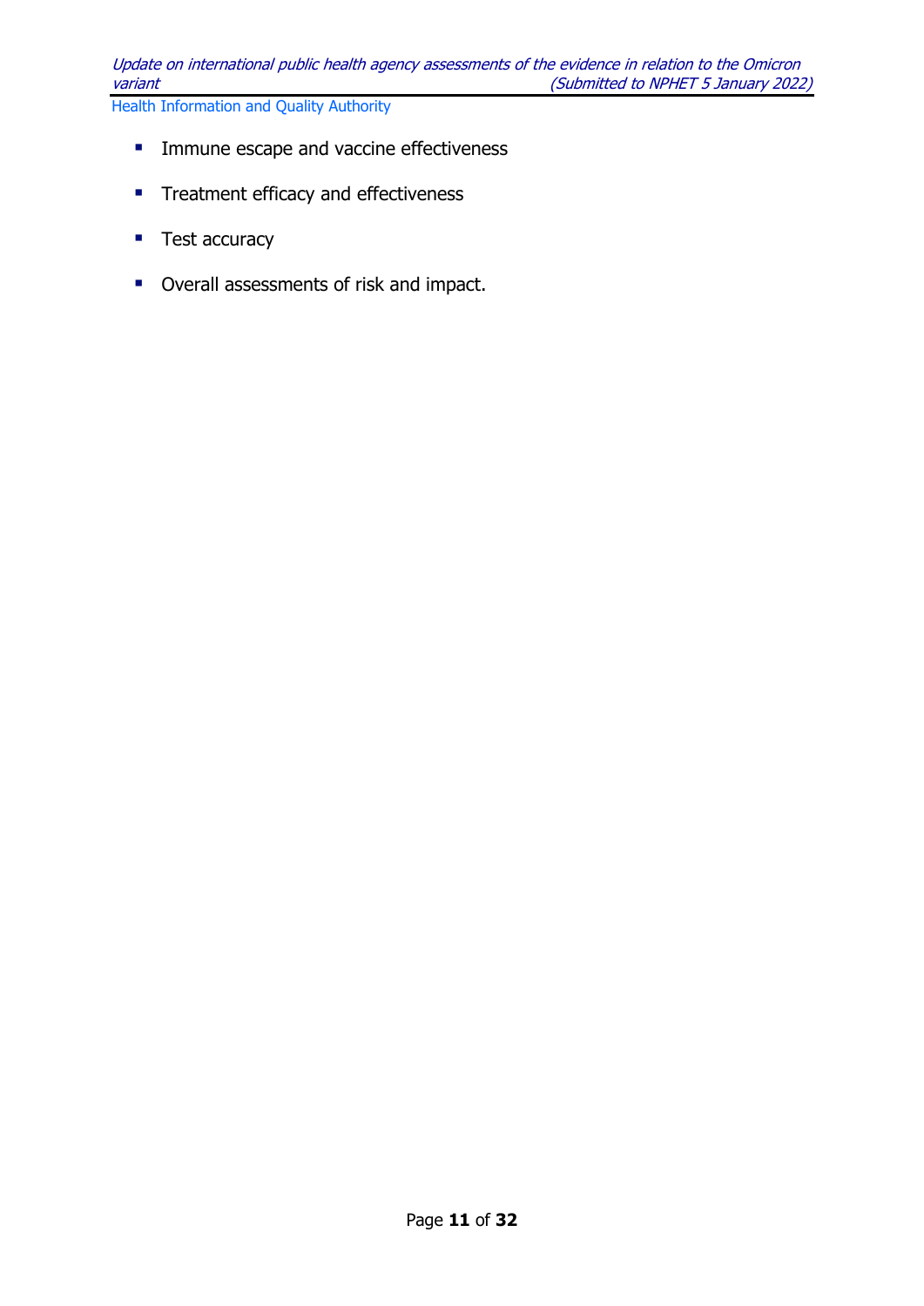- Immune escape and vaccine effectiveness
- Treatment efficacy and effectiveness
- Test accuracy
- Overall assessments of risk and impact.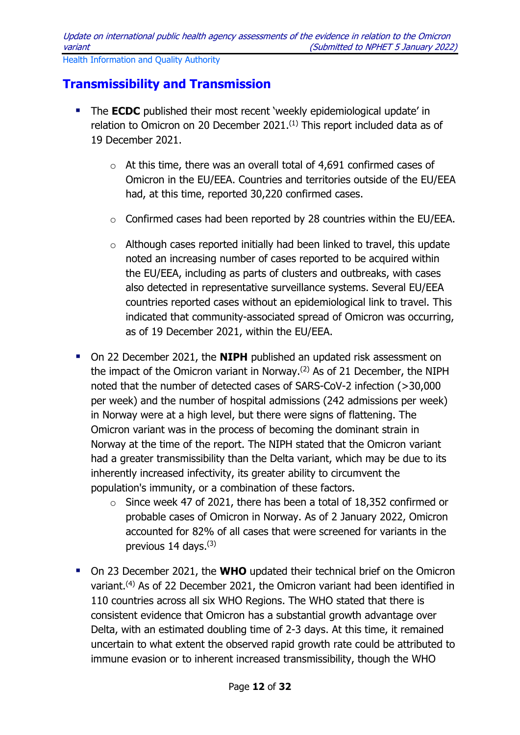## Transmissibility and Transmission

- The **ECDC** published their most recent 'weekly epidemiological update' in relation to Omicron on 20 December 2021.[1] This report included data as of 19 December 2021.
    - At this time, there was an overall total of 4,691 confirmed cases of Omicron in the EU/EEA. Countries and territories outside of the EU/EEA had, at this time, reported 30,220 confirmed cases.
    - Confirmed cases had been reported by 28 countries within the EU/EEA.
    - Although cases reported initially had been linked to travel, this update noted an increasing number of cases reported to be acquired within the EU/EEA, including as parts of clusters and outbreaks, with cases also detected in representative surveillance systems. Several EU/EEA countries reported cases without an epidemiological link to travel. This indicated that community-associated spread of Omicron was occurring, as of 19 December 2021, within the EU/EEA.
- On 22 December 2021, the **NIPH** published an updated risk assessment on the impact of the Omicron variant in Norway.[2] As of 21 December, the NIPH noted that the number of detected cases of SARS-CoV-2 infection (>30,000 per week) and the number of hospital admissions (242 admissions per week) in Norway were at a high level, but there were signs of flattening. The Omicron variant was in the process of becoming the dominant strain in Norway at the time of the report. The NIPH stated that the Omicron variant had a greater transmissibility than the Delta variant, which may be due to its inherently increased infectivity, its greater ability to circumvent the population's immunity, or a combination of these factors.
    - Since week 47 of 2021, there has been a total of 18,352 confirmed or probable cases of Omicron in Norway. As of 2 January 2022, Omicron accounted for 82% of all cases that were screened for variants in the previous 14 days.[3]
- On 23 December 2021, the **WHO** updated their technical brief on the Omicron variant.[4] As of 22 December 2021, the Omicron variant had been identified in 110 countries across all six WHO Regions. The WHO stated that there is consistent evidence that Omicron has a substantial growth advantage over Delta, with an estimated doubling time of 2-3 days. At this time, it remained uncertain to what extent the observed rapid growth rate could be attributed to immune evasion or to inherent increased transmissibility, though the WHO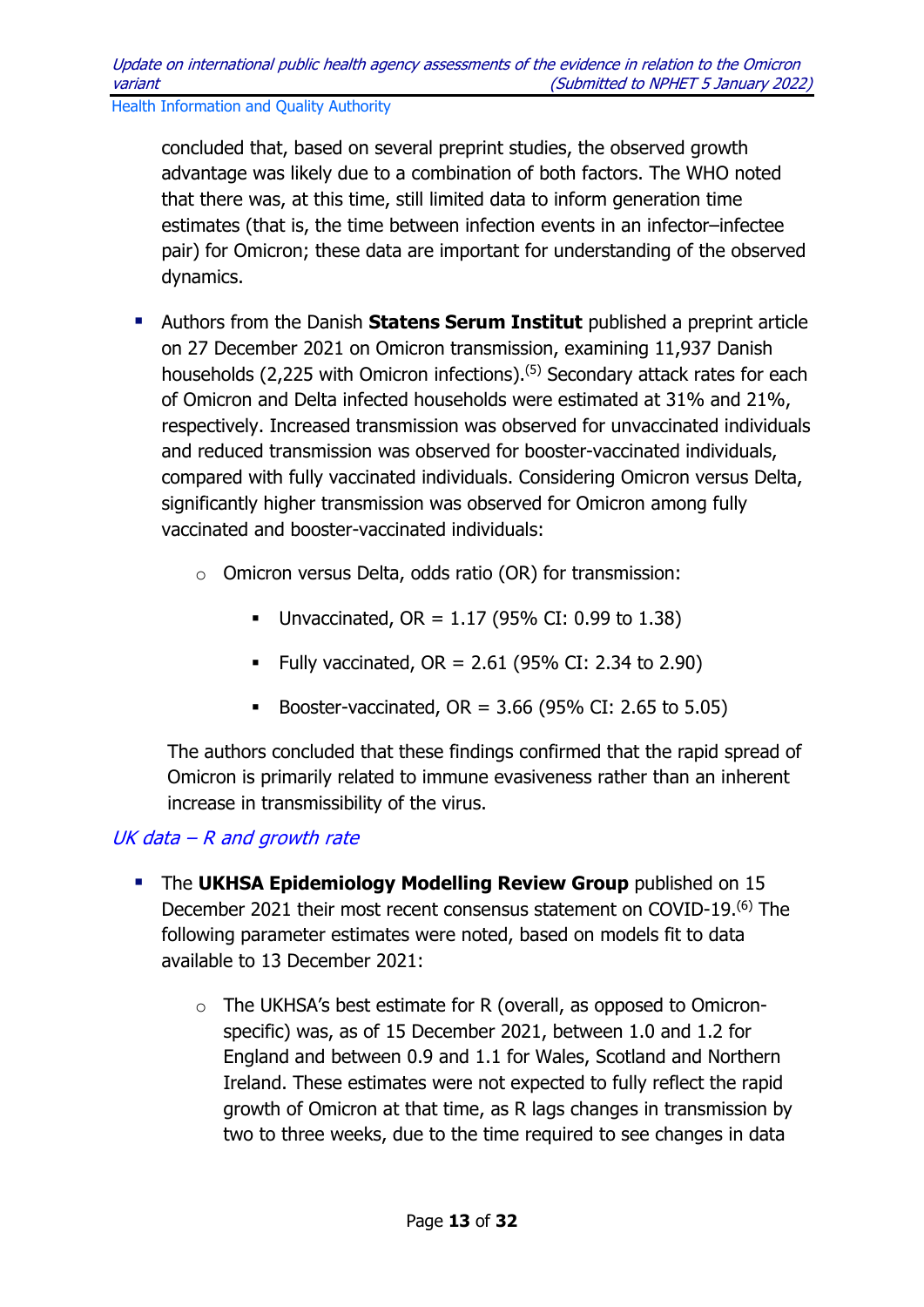concluded that, based on several preprint studies, the observed growth advantage was likely due to a combination of both factors. The WHO noted that there was, at this time, still limited data to inform generation time estimates (that is, the time between infection events in an infector–infectee pair) for Omicron; these data are important for understanding of the observed dynamics.

- Authors from the Danish **Statens Serum Institut** published a preprint article on 27 December 2021 on Omicron transmission, examining 11,937 Danish households (2,225 with Omicron infections).[5] Secondary attack rates for each of Omicron and Delta infected households were estimated at 31% and 21%, respectively. Increased transmission was observed for unvaccinated individuals and reduced transmission was observed for booster-vaccinated individuals, compared with fully vaccinated individuals. Considering Omicron versus Delta, significantly higher transmission was observed for Omicron among fully vaccinated and booster-vaccinated individuals:
  - Omicron versus Delta, odds ratio (OR) for transmission:
    - Unvaccinated, OR = 1.17 (95% CI: 0.99 to 1.38)
    - Fully vaccinated, OR = 2.61 (95% CI: 2.34 to 2.90)
    - Booster-vaccinated, OR = 3.66 (95% CI: 2.65 to 5.05)

  The authors concluded that these findings confirmed that the rapid spread of Omicron is primarily related to immune evasiveness rather than an inherent increase in transmissibility of the virus.

### *UK data – R and growth rate*

- The **UKHSA Epidemiology Modelling Review Group** published on 15 December 2021 their most recent consensus statement on COVID-19.[6] The following parameter estimates were noted, based on models fit to data available to 13 December 2021:
  - The UKHSA's best estimate for R (overall, as opposed to Omicron-specific) was, as of 15 December 2021, between 1.0 and 1.2 for England and between 0.9 and 1.1 for Wales, Scotland and Northern Ireland. These estimates were not expected to fully reflect the rapid growth of Omicron at that time, as R lags changes in transmission by two to three weeks, due to the time required to see changes in data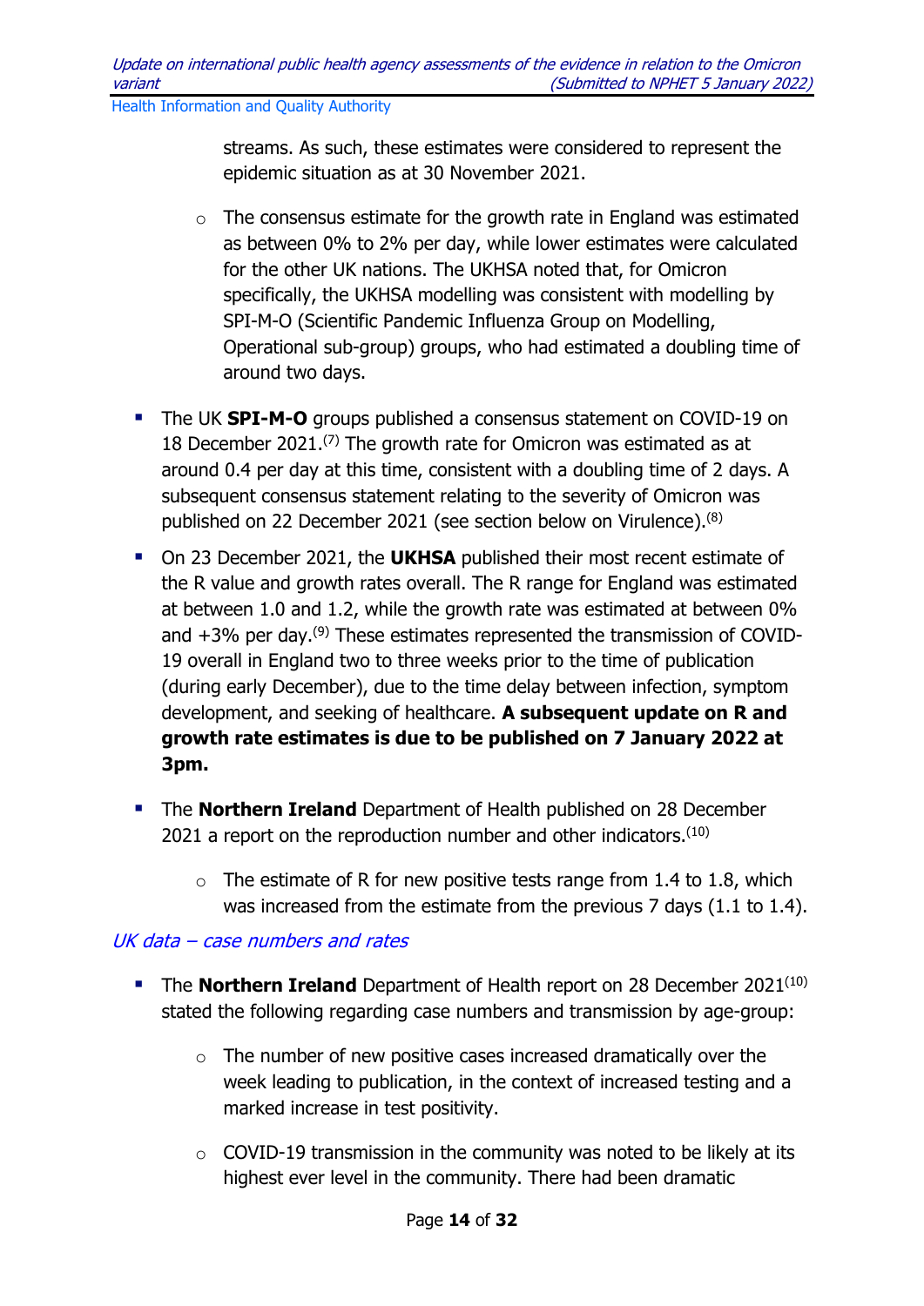streams. As such, these estimates were considered to represent the epidemic situation as at 30 November 2021.

  - The consensus estimate for the growth rate in England was estimated as between 0% to 2% per day, while lower estimates were calculated for the other UK nations. The UKHSA noted that, for Omicron specifically, the UKHSA modelling was consistent with modelling by SPI-M-O (Scientific Pandemic Influenza Group on Modelling, Operational sub-group) groups, who had estimated a doubling time of around two days.

- The UK **SPI-M-O** groups published a consensus statement on COVID-19 on 18 December 2021.[7] The growth rate for Omicron was estimated as at around 0.4 per day at this time, consistent with a doubling time of 2 days. A subsequent consensus statement relating to the severity of Omicron was published on 22 December 2021 (see section below on Virulence).[8]
- On 23 December 2021, the **UKHSA** published their most recent estimate of the R value and growth rates overall. The R range for England was estimated at between 1.0 and 1.2, while the growth rate was estimated at between 0% and +3% per day.[9] These estimates represented the transmission of COVID-19 overall in England two to three weeks prior to the time of publication (during early December), due to the time delay between infection, symptom development, and seeking of healthcare. **A subsequent update on R and growth rate estimates is due to be published on 7 January 2022 at 3pm.**
- The **Northern Ireland** Department of Health published on 28 December 2021 a report on the reproduction number and other indicators.[10]
  - The estimate of R for new positive tests range from 1.4 to 1.8, which was increased from the estimate from the previous 7 days (1.1 to 1.4).

*UK data – case numbers and rates*

- The **Northern Ireland** Department of Health report on 28 December 2021[10] stated the following regarding case numbers and transmission by age-group:
  - The number of new positive cases increased dramatically over the week leading to publication, in the context of increased testing and a marked increase in test positivity.
  - COVID-19 transmission in the community was noted to be likely at its highest ever level in the community. There had been dramatic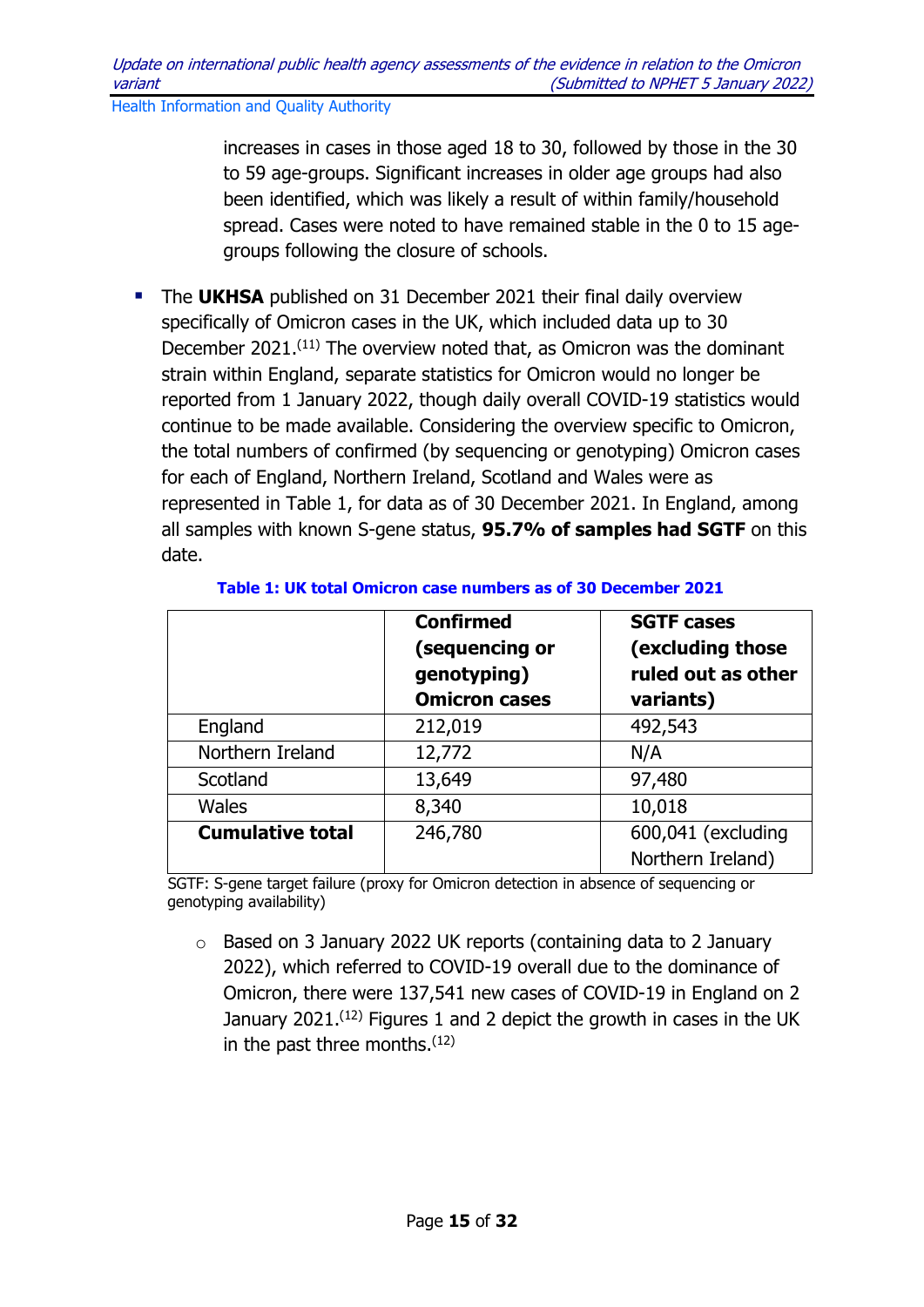increases in cases in those aged 18 to 30, followed by those in the 30 to 59 age-groups. Significant increases in older age groups had also been identified, which was likely a result of within family/household spread. Cases were noted to have remained stable in the 0 to 15 age-groups following the closure of schools.

- The **UKHSA** published on 31 December 2021 their final daily overview specifically of Omicron cases in the UK, which included data up to 30 December 2021.[11] The overview noted that, as Omicron was the dominant strain within England, separate statistics for Omicron would no longer be reported from 1 January 2022, though daily overall COVID-19 statistics would continue to be made available. Considering the overview specific to Omicron, the total numbers of confirmed (by sequencing or genotyping) Omicron cases for each of England, Northern Ireland, Scotland and Wales were as represented in Table 1, for data as of 30 December 2021. In England, among all samples with known S-gene status, **95.7% of samples had SGTF** on this date.

**Table 1: UK total Omicron case numbers as of 30 December 2021**

| | **Confirmed (sequencing or genotyping) Omicron cases** | **SGTF cases (excluding those ruled out as other variants)** |
|---|---|---|
| England | 212,019 | 492,543 |
| Northern Ireland | 12,772 | N/A |
| Scotland | 13,649 | 97,480 |
| Wales | 8,340 | 10,018 |
| **Cumulative total** | 246,780 | 600,041 (excluding Northern Ireland) |

SGTF: S-gene target failure (proxy for Omicron detection in absence of sequencing or genotyping availability)

  - Based on 3 January 2022 UK reports (containing data to 2 January 2022), which referred to COVID-19 overall due to the dominance of Omicron, there were 137,541 new cases of COVID-19 in England on 2 January 2021.[12] Figures 1 and 2 depict the growth in cases in the UK in the past three months.[12]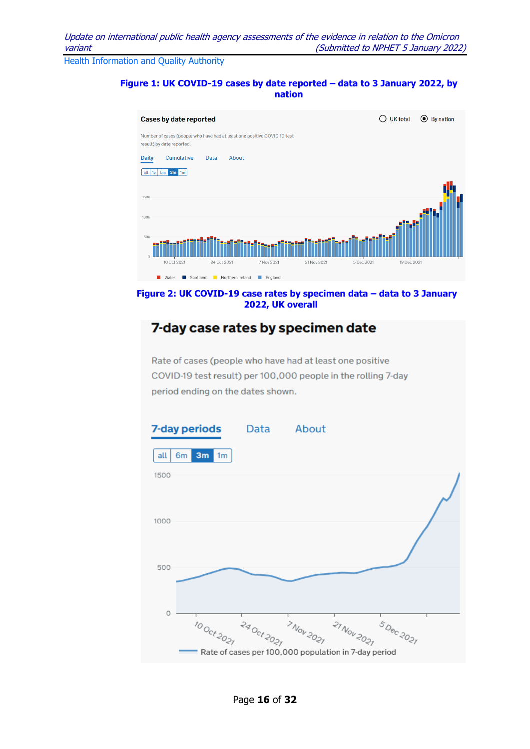**Figure 1: UK COVID-19 cases by date reported – data to 3 January 2022, by nation**

**Cases by date reported**

UK total ◉ By nation

Number of cases (people who have had at least one positive COVID-19 test result) by date reported.

Daily | Cumulative | Data | About

all | 1y | 6m | 3m | 1m

Wales ■ Scotland ■ Northern Ireland ■ England

**Figure 2: UK COVID-19 case rates by specimen data – data to 3 January 2022, UK overall**

**7-day case rates by specimen date**

Rate of cases (people who have had at least one positive COVID-19 test result) per 100,000 people in the rolling 7-day period ending on the dates shown.

7-day periods | Data | About

all | 6m | 3m | 1m

Rate of cases per 100,000 population in 7-day period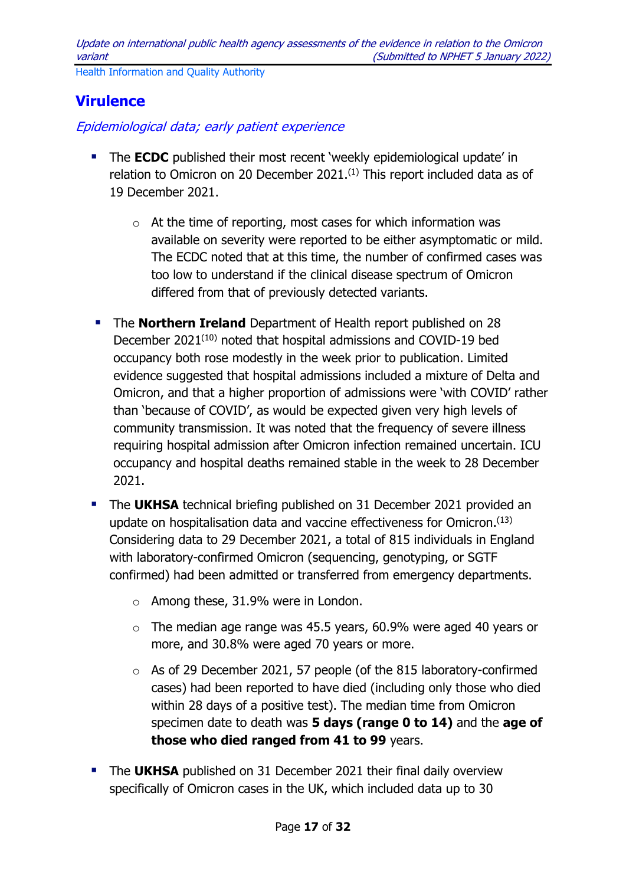## Virulence

*Epidemiological data; early patient experience*

- The **ECDC** published their most recent 'weekly epidemiological update' in relation to Omicron on 20 December 2021.[1] This report included data as of 19 December 2021.
    - At the time of reporting, most cases for which information was available on severity were reported to be either asymptomatic or mild. The ECDC noted that at this time, the number of confirmed cases was too low to understand if the clinical disease spectrum of Omicron differed from that of previously detected variants.
- The **Northern Ireland** Department of Health report published on 28 December 2021[10] noted that hospital admissions and COVID-19 bed occupancy both rose modestly in the week prior to publication. Limited evidence suggested that hospital admissions included a mixture of Delta and Omicron, and that a higher proportion of admissions were 'with COVID' rather than 'because of COVID', as would be expected given very high levels of community transmission. It was noted that the frequency of severe illness requiring hospital admission after Omicron infection remained uncertain. ICU occupancy and hospital deaths remained stable in the week to 28 December 2021.
- The **UKHSA** technical briefing published on 31 December 2021 provided an update on hospitalisation data and vaccine effectiveness for Omicron.[13] Considering data to 29 December 2021, a total of 815 individuals in England with laboratory-confirmed Omicron (sequencing, genotyping, or SGTF confirmed) had been admitted or transferred from emergency departments.
    - Among these, 31.9% were in London.
    - The median age range was 45.5 years, 60.9% were aged 40 years or more, and 30.8% were aged 70 years or more.
    - As of 29 December 2021, 57 people (of the 815 laboratory-confirmed cases) had been reported to have died (including only those who died within 28 days of a positive test). The median time from Omicron specimen date to death was **5 days (range 0 to 14)** and the **age of those who died ranged from 41 to 99** years.
- The **UKHSA** published on 31 December 2021 their final daily overview specifically of Omicron cases in the UK, which included data up to 30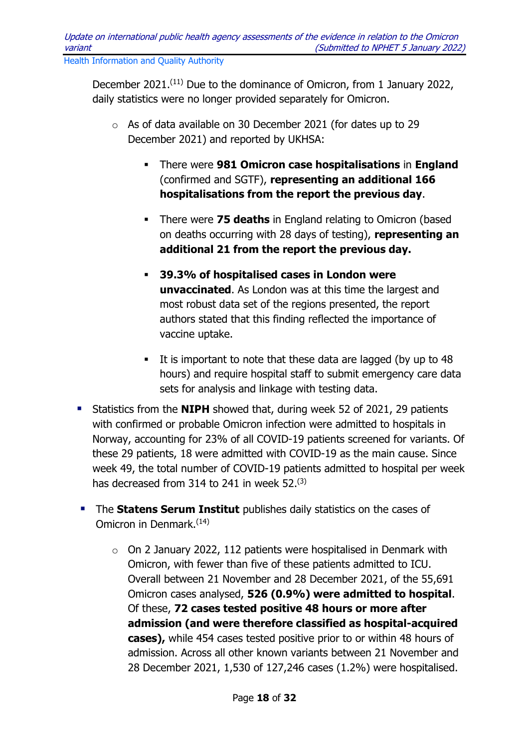December 2021.[11] Due to the dominance of Omicron, from 1 January 2022, daily statistics were no longer provided separately for Omicron.

- As of data available on 30 December 2021 (for dates up to 29 December 2021) and reported by UKHSA:
  - There were **981 Omicron case hospitalisations** in **England** (confirmed and SGTF), **representing an additional 166 hospitalisations from the report the previous day**.
  - There were **75 deaths** in England relating to Omicron (based on deaths occurring with 28 days of testing), **representing an additional 21 from the report the previous day.**
  - **39.3% of hospitalised cases in London were unvaccinated**. As London was at this time the largest and most robust data set of the regions presented, the report authors stated that this finding reflected the importance of vaccine uptake.
  - It is important to note that these data are lagged (by up to 48 hours) and require hospital staff to submit emergency care data sets for analysis and linkage with testing data.

- Statistics from the **NIPH** showed that, during week 52 of 2021, 29 patients with confirmed or probable Omicron infection were admitted to hospitals in Norway, accounting for 23% of all COVID-19 patients screened for variants. Of these 29 patients, 18 were admitted with COVID-19 as the main cause. Since week 49, the total number of COVID-19 patients admitted to hospital per week has decreased from 314 to 241 in week 52.[3]

- The **Statens Serum Institut** publishes daily statistics on the cases of Omicron in Denmark.[14]
  - On 2 January 2022, 112 patients were hospitalised in Denmark with Omicron, with fewer than five of these patients admitted to ICU. Overall between 21 November and 28 December 2021, of the 55,691 Omicron cases analysed, **526 (0.9%) were admitted to hospital**. Of these, **72 cases tested positive 48 hours or more after admission (and were therefore classified as hospital-acquired cases),** while 454 cases tested positive prior to or within 48 hours of admission. Across all other known variants between 21 November and 28 December 2021, 1,530 of 127,246 cases (1.2%) were hospitalised.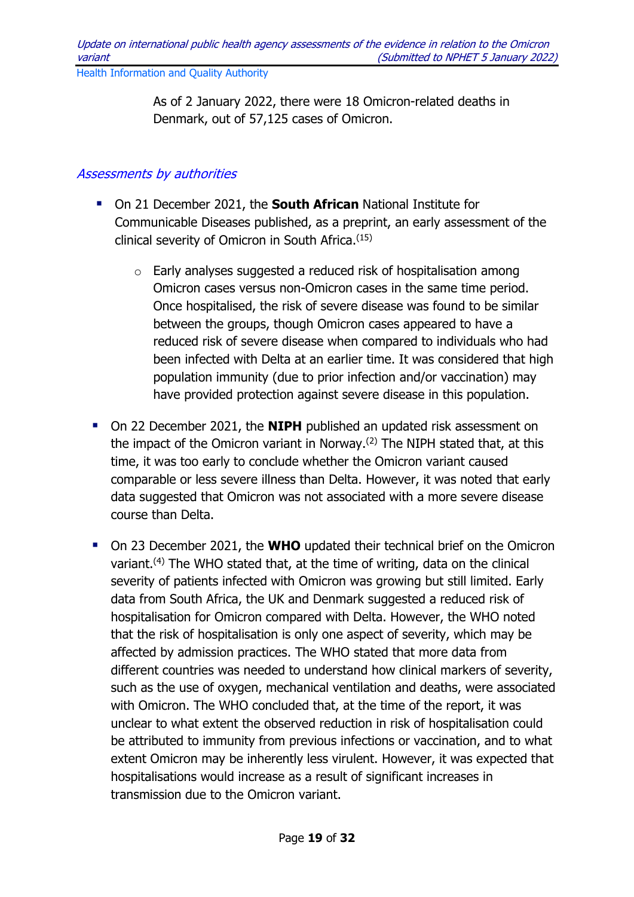As of 2 January 2022, there were 18 Omicron-related deaths in Denmark, out of 57,125 cases of Omicron.

### *Assessments by authorities*

- On 21 December 2021, the **South African** National Institute for Communicable Diseases published, as a preprint, an early assessment of the clinical severity of Omicron in South Africa.[15]
  - Early analyses suggested a reduced risk of hospitalisation among Omicron cases versus non-Omicron cases in the same time period. Once hospitalised, the risk of severe disease was found to be similar between the groups, though Omicron cases appeared to have a reduced risk of severe disease when compared to individuals who had been infected with Delta at an earlier time. It was considered that high population immunity (due to prior infection and/or vaccination) may have provided protection against severe disease in this population.
- On 22 December 2021, the **NIPH** published an updated risk assessment on the impact of the Omicron variant in Norway.[2] The NIPH stated that, at this time, it was too early to conclude whether the Omicron variant caused comparable or less severe illness than Delta. However, it was noted that early data suggested that Omicron was not associated with a more severe disease course than Delta.
- On 23 December 2021, the **WHO** updated their technical brief on the Omicron variant.[4] The WHO stated that, at the time of writing, data on the clinical severity of patients infected with Omicron was growing but still limited. Early data from South Africa, the UK and Denmark suggested a reduced risk of hospitalisation for Omicron compared with Delta. However, the WHO noted that the risk of hospitalisation is only one aspect of severity, which may be affected by admission practices. The WHO stated that more data from different countries was needed to understand how clinical markers of severity, such as the use of oxygen, mechanical ventilation and deaths, were associated with Omicron. The WHO concluded that, at the time of the report, it was unclear to what extent the observed reduction in risk of hospitalisation could be attributed to immunity from previous infections or vaccination, and to what extent Omicron may be inherently less virulent. However, it was expected that hospitalisations would increase as a result of significant increases in transmission due to the Omicron variant.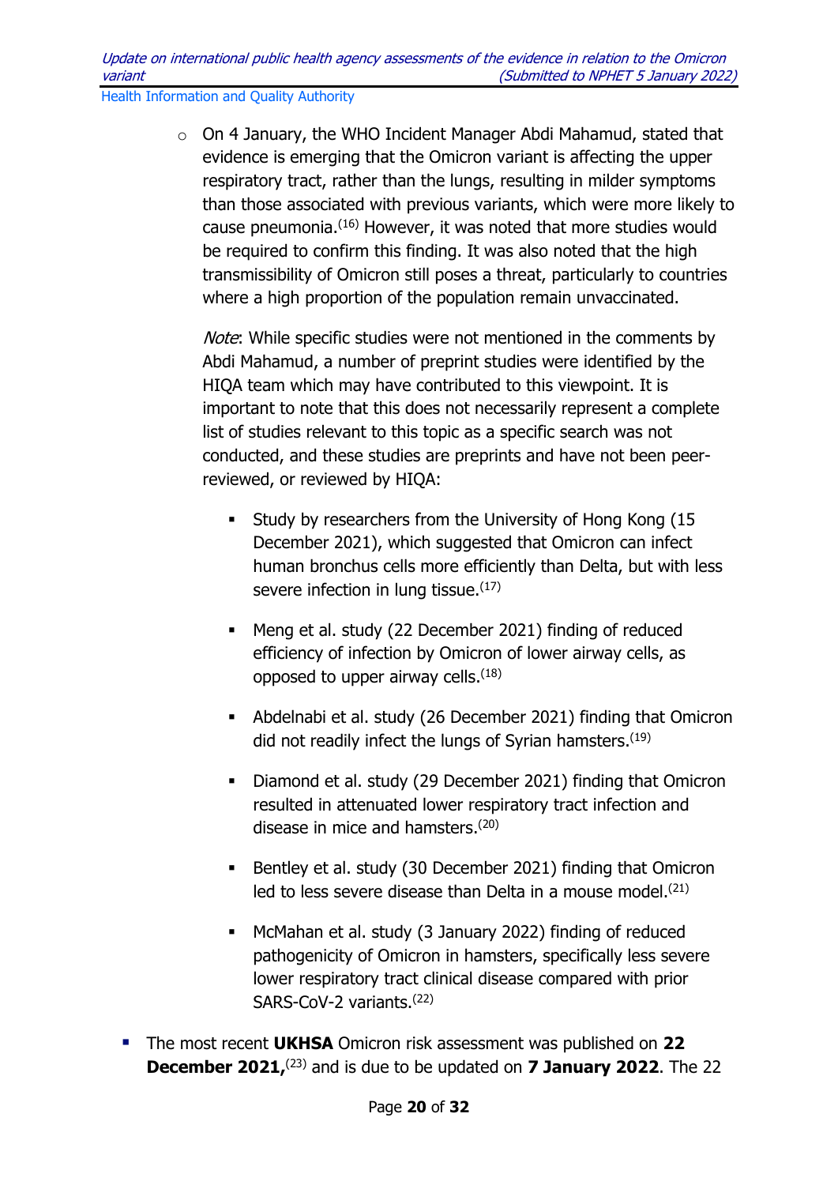- On 4 January, the WHO Incident Manager Abdi Mahamud, stated that evidence is emerging that the Omicron variant is affecting the upper respiratory tract, rather than the lungs, resulting in milder symptoms than those associated with previous variants, which were more likely to cause pneumonia.[16] However, it was noted that more studies would be required to confirm this finding. It was also noted that the high transmissibility of Omicron still poses a threat, particularly to countries where a high proportion of the population remain unvaccinated.

  *Note*: While specific studies were not mentioned in the comments by Abdi Mahamud, a number of preprint studies were identified by the HIQA team which may have contributed to this viewpoint. It is important to note that this does not necessarily represent a complete list of studies relevant to this topic as a specific search was not conducted, and these studies are preprints and have not been peer-reviewed, or reviewed by HIQA:

  - Study by researchers from the University of Hong Kong (15 December 2021), which suggested that Omicron can infect human bronchus cells more efficiently than Delta, but with less severe infection in lung tissue.[17]
  - Meng et al. study (22 December 2021) finding of reduced efficiency of infection by Omicron of lower airway cells, as opposed to upper airway cells.[18]
  - Abdelnabi et al. study (26 December 2021) finding that Omicron did not readily infect the lungs of Syrian hamsters.[19]
  - Diamond et al. study (29 December 2021) finding that Omicron resulted in attenuated lower respiratory tract infection and disease in mice and hamsters.[20]
  - Bentley et al. study (30 December 2021) finding that Omicron led to less severe disease than Delta in a mouse model.[21]
  - McMahan et al. study (3 January 2022) finding of reduced pathogenicity of Omicron in hamsters, specifically less severe lower respiratory tract clinical disease compared with prior SARS-CoV-2 variants.[22]

- The most recent **UKHSA** Omicron risk assessment was published on **22 December 2021,**[23] and is due to be updated on **7 January 2022**. The 22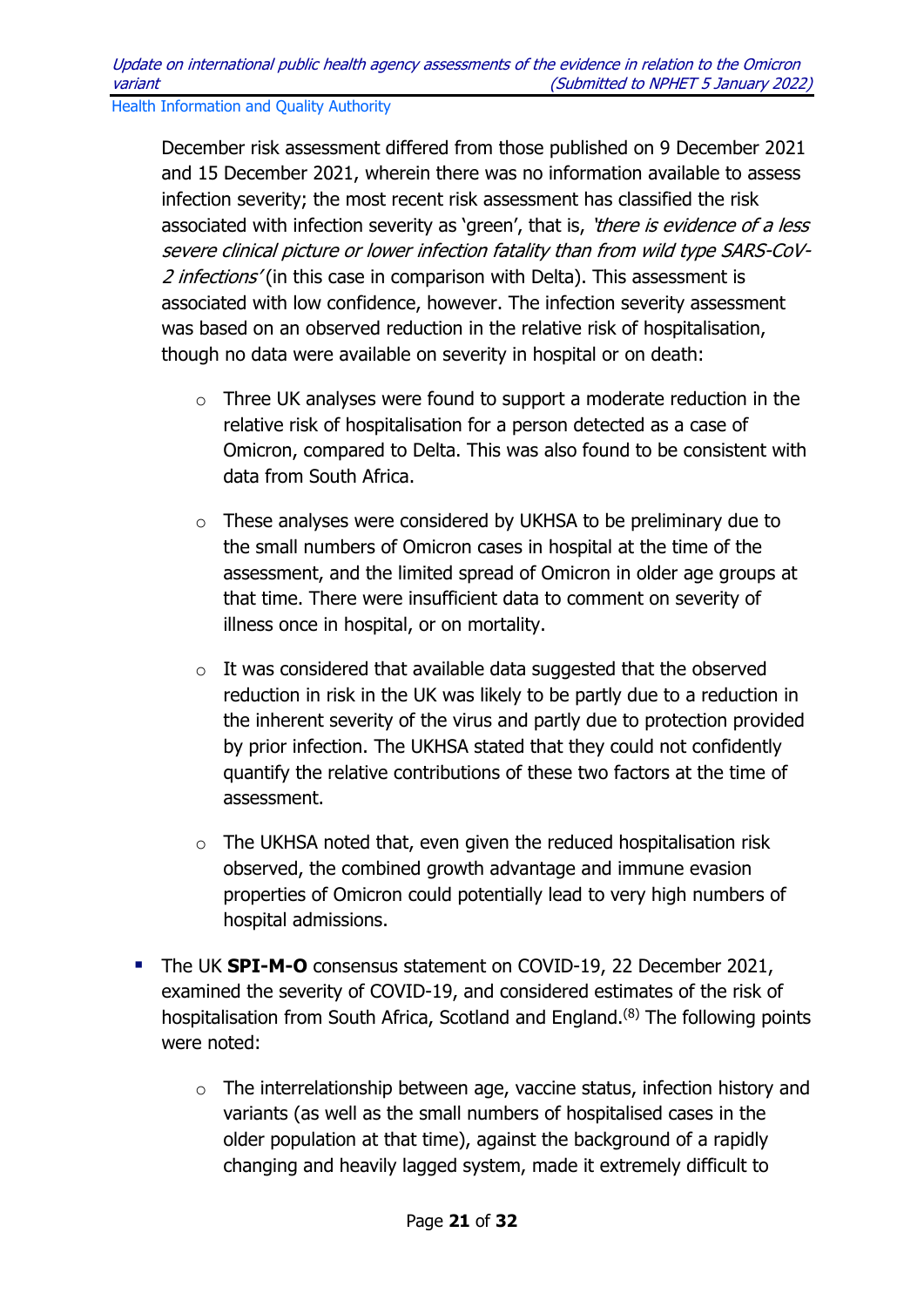December risk assessment differed from those published on 9 December 2021 and 15 December 2021, wherein there was no information available to assess infection severity; the most recent risk assessment has classified the risk associated with infection severity as 'green', that is, *'there is evidence of a less severe clinical picture or lower infection fatality than from wild type SARS-CoV-2 infections'* (in this case in comparison with Delta). This assessment is associated with low confidence, however. The infection severity assessment was based on an observed reduction in the relative risk of hospitalisation, though no data were available on severity in hospital or on death:

  - Three UK analyses were found to support a moderate reduction in the relative risk of hospitalisation for a person detected as a case of Omicron, compared to Delta. This was also found to be consistent with data from South Africa.

  - These analyses were considered by UKHSA to be preliminary due to the small numbers of Omicron cases in hospital at the time of the assessment, and the limited spread of Omicron in older age groups at that time. There were insufficient data to comment on severity of illness once in hospital, or on mortality.

  - It was considered that available data suggested that the observed reduction in risk in the UK was likely to be partly due to a reduction in the inherent severity of the virus and partly due to protection provided by prior infection. The UKHSA stated that they could not confidently quantify the relative contributions of these two factors at the time of assessment.

  - The UKHSA noted that, even given the reduced hospitalisation risk observed, the combined growth advantage and immune evasion properties of Omicron could potentially lead to very high numbers of hospital admissions.

- The UK **SPI-M-O** consensus statement on COVID-19, 22 December 2021, examined the severity of COVID-19, and considered estimates of the risk of hospitalisation from South Africa, Scotland and England.[8] The following points were noted:

  - The interrelationship between age, vaccine status, infection history and variants (as well as the small numbers of hospitalised cases in the older population at that time), against the background of a rapidly changing and heavily lagged system, made it extremely difficult to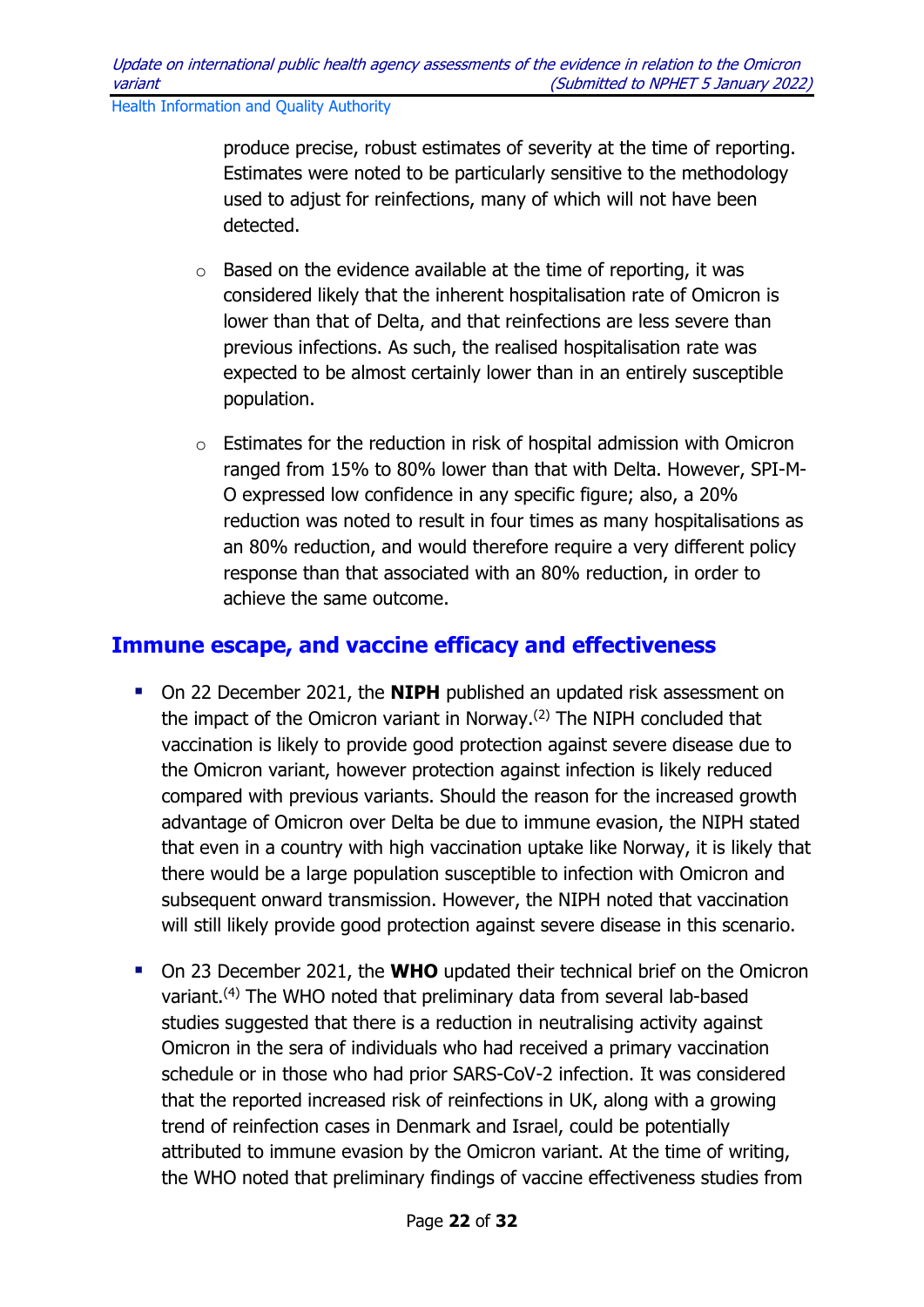produce precise, robust estimates of severity at the time of reporting. Estimates were noted to be particularly sensitive to the methodology used to adjust for reinfections, many of which will not have been detected.

  - Based on the evidence available at the time of reporting, it was considered likely that the inherent hospitalisation rate of Omicron is lower than that of Delta, and that reinfections are less severe than previous infections. As such, the realised hospitalisation rate was expected to be almost certainly lower than in an entirely susceptible population.

  - Estimates for the reduction in risk of hospital admission with Omicron ranged from 15% to 80% lower than that with Delta. However, SPI-M-O expressed low confidence in any specific figure; also, a 20% reduction was noted to result in four times as many hospitalisations as an 80% reduction, and would therefore require a very different policy response than that associated with an 80% reduction, in order to achieve the same outcome.

## Immune escape, and vaccine efficacy and effectiveness

- On 22 December 2021, the **NIPH** published an updated risk assessment on the impact of the Omicron variant in Norway.(2) The NIPH concluded that vaccination is likely to provide good protection against severe disease due to the Omicron variant, however protection against infection is likely reduced compared with previous variants. Should the reason for the increased growth advantage of Omicron over Delta be due to immune evasion, the NIPH stated that even in a country with high vaccination uptake like Norway, it is likely that there would be a large population susceptible to infection with Omicron and subsequent onward transmission. However, the NIPH noted that vaccination will still likely provide good protection against severe disease in this scenario.

- On 23 December 2021, the **WHO** updated their technical brief on the Omicron variant.(4) The WHO noted that preliminary data from several lab-based studies suggested that there is a reduction in neutralising activity against Omicron in the sera of individuals who had received a primary vaccination schedule or in those who had prior SARS-CoV-2 infection. It was considered that the reported increased risk of reinfections in UK, along with a growing trend of reinfection cases in Denmark and Israel, could be potentially attributed to immune evasion by the Omicron variant. At the time of writing, the WHO noted that preliminary findings of vaccine effectiveness studies from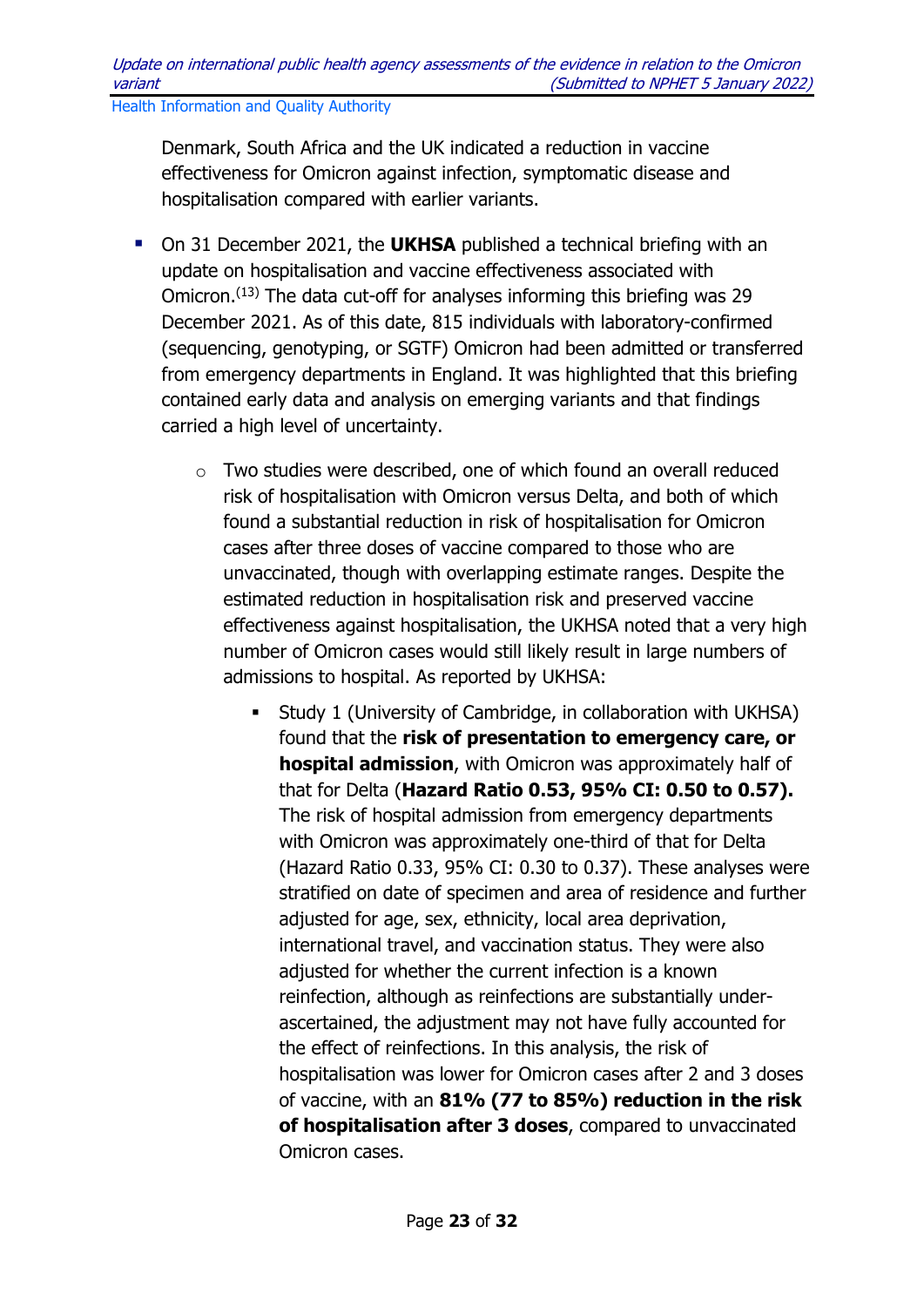Denmark, South Africa and the UK indicated a reduction in vaccine effectiveness for Omicron against infection, symptomatic disease and hospitalisation compared with earlier variants.

- On 31 December 2021, the **UKHSA** published a technical briefing with an update on hospitalisation and vaccine effectiveness associated with Omicron.[13] The data cut-off for analyses informing this briefing was 29 December 2021. As of this date, 815 individuals with laboratory-confirmed (sequencing, genotyping, or SGTF) Omicron had been admitted or transferred from emergency departments in England. It was highlighted that this briefing contained early data and analysis on emerging variants and that findings carried a high level of uncertainty.
    - Two studies were described, one of which found an overall reduced risk of hospitalisation with Omicron versus Delta, and both of which found a substantial reduction in risk of hospitalisation for Omicron cases after three doses of vaccine compared to those who are unvaccinated, though with overlapping estimate ranges. Despite the estimated reduction in hospitalisation risk and preserved vaccine effectiveness against hospitalisation, the UKHSA noted that a very high number of Omicron cases would still likely result in large numbers of admissions to hospital. As reported by UKHSA:
        - Study 1 (University of Cambridge, in collaboration with UKHSA) found that the **risk of presentation to emergency care, or hospital admission**, with Omicron was approximately half of that for Delta (**Hazard Ratio 0.53, 95% CI: 0.50 to 0.57).** The risk of hospital admission from emergency departments with Omicron was approximately one-third of that for Delta (Hazard Ratio 0.33, 95% CI: 0.30 to 0.37). These analyses were stratified on date of specimen and area of residence and further adjusted for age, sex, ethnicity, local area deprivation, international travel, and vaccination status. They were also adjusted for whether the current infection is a known reinfection, although as reinfections are substantially under-ascertained, the adjustment may not have fully accounted for the effect of reinfections. In this analysis, the risk of hospitalisation was lower for Omicron cases after 2 and 3 doses of vaccine, with an **81% (77 to 85%) reduction in the risk of hospitalisation after 3 doses**, compared to unvaccinated Omicron cases.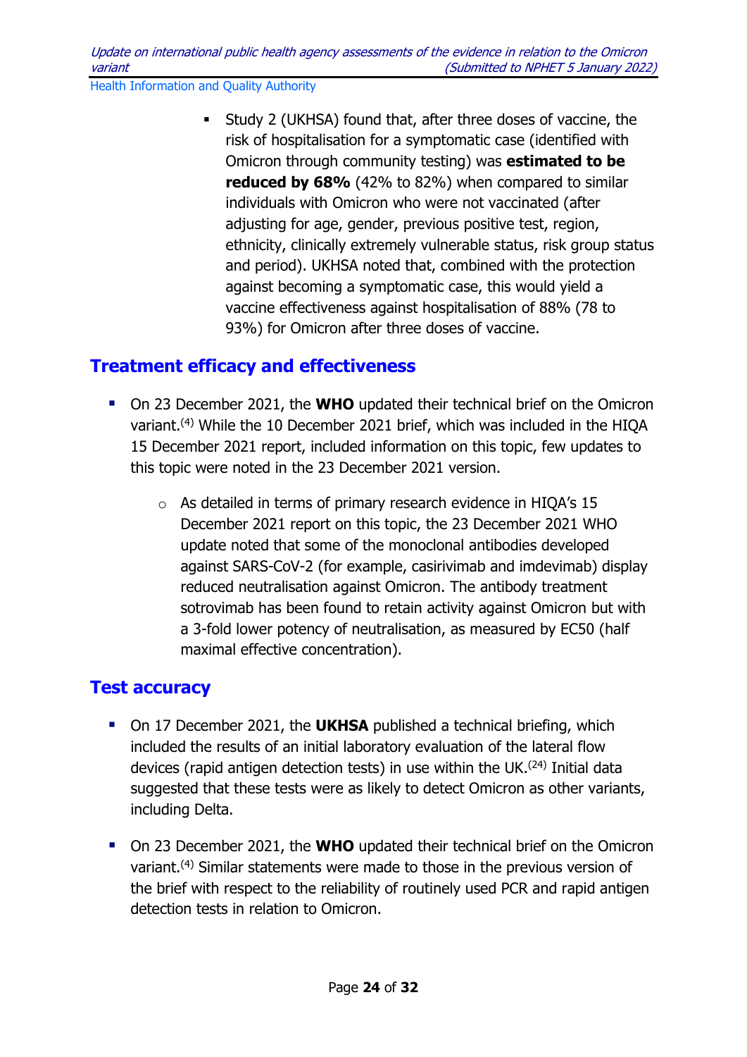- Study 2 (UKHSA) found that, after three doses of vaccine, the risk of hospitalisation for a symptomatic case (identified with Omicron through community testing) was **estimated to be reduced by 68%** (42% to 82%) when compared to similar individuals with Omicron who were not vaccinated (after adjusting for age, gender, previous positive test, region, ethnicity, clinically extremely vulnerable status, risk group status and period). UKHSA noted that, combined with the protection against becoming a symptomatic case, this would yield a vaccine effectiveness against hospitalisation of 88% (78 to 93%) for Omicron after three doses of vaccine.

## Treatment efficacy and effectiveness

- On 23 December 2021, the **WHO** updated their technical brief on the Omicron variant.[4] While the 10 December 2021 brief, which was included in the HIQA 15 December 2021 report, included information on this topic, few updates to this topic were noted in the 23 December 2021 version.
  - As detailed in terms of primary research evidence in HIQA's 15 December 2021 report on this topic, the 23 December 2021 WHO update noted that some of the monoclonal antibodies developed against SARS-CoV-2 (for example, casirivimab and imdevimab) display reduced neutralisation against Omicron. The antibody treatment sotrovimab has been found to retain activity against Omicron but with a 3-fold lower potency of neutralisation, as measured by EC50 (half maximal effective concentration).

## Test accuracy

- On 17 December 2021, the **UKHSA** published a technical briefing, which included the results of an initial laboratory evaluation of the lateral flow devices (rapid antigen detection tests) in use within the UK.[24] Initial data suggested that these tests were as likely to detect Omicron as other variants, including Delta.
- On 23 December 2021, the **WHO** updated their technical brief on the Omicron variant.[4] Similar statements were made to those in the previous version of the brief with respect to the reliability of routinely used PCR and rapid antigen detection tests in relation to Omicron.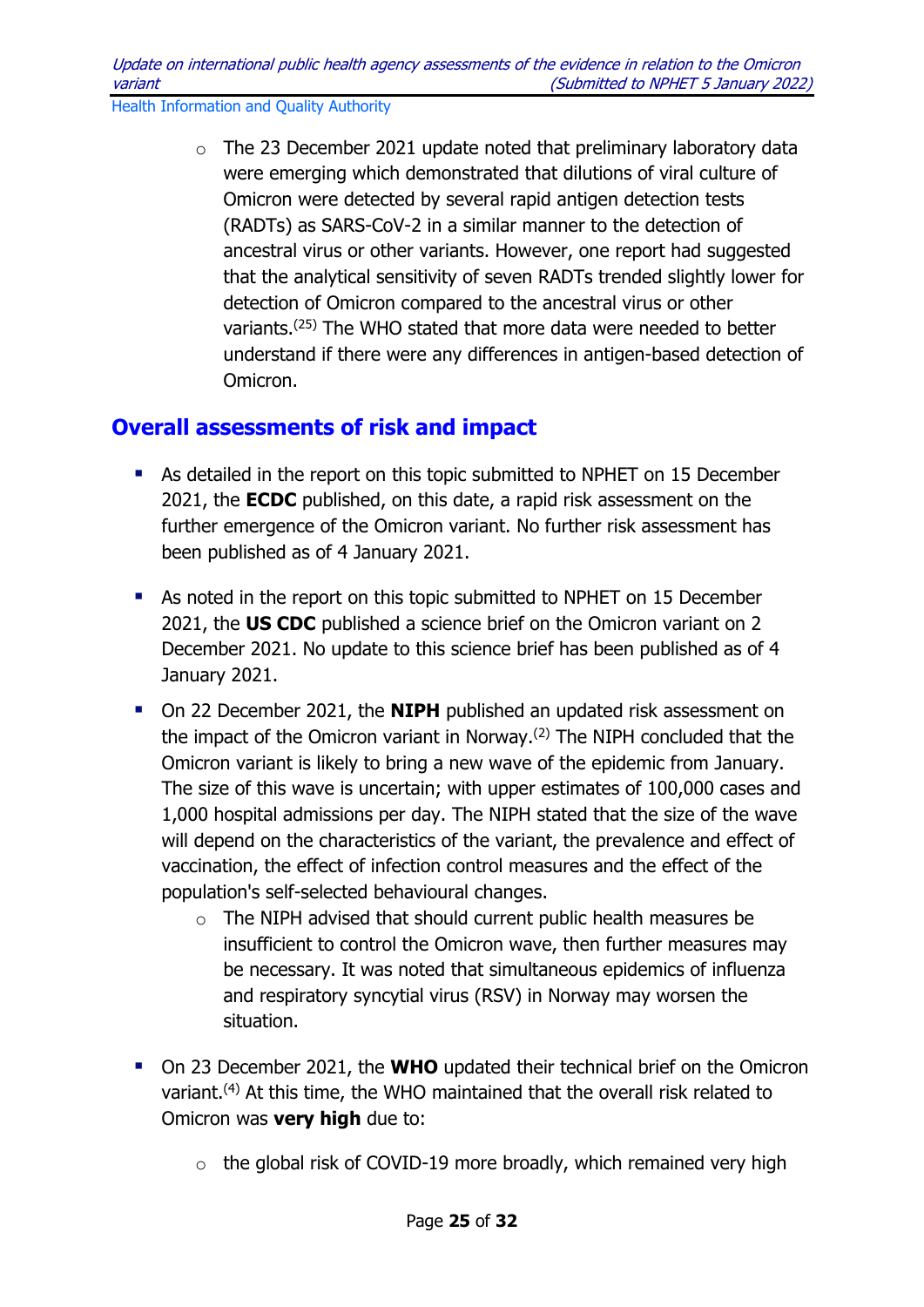- The 23 December 2021 update noted that preliminary laboratory data were emerging which demonstrated that dilutions of viral culture of Omicron were detected by several rapid antigen detection tests (RADTs) as SARS-CoV-2 in a similar manner to the detection of ancestral virus or other variants. However, one report had suggested that the analytical sensitivity of seven RADTs trended slightly lower for detection of Omicron compared to the ancestral virus or other variants.[25] The WHO stated that more data were needed to better understand if there were any differences in antigen-based detection of Omicron.

## Overall assessments of risk and impact

- As detailed in the report on this topic submitted to NPHET on 15 December 2021, the **ECDC** published, on this date, a rapid risk assessment on the further emergence of the Omicron variant. No further risk assessment has been published as of 4 January 2021.
- As noted in the report on this topic submitted to NPHET on 15 December 2021, the **US CDC** published a science brief on the Omicron variant on 2 December 2021. No update to this science brief has been published as of 4 January 2021.
- On 22 December 2021, the **NIPH** published an updated risk assessment on the impact of the Omicron variant in Norway.[2] The NIPH concluded that the Omicron variant is likely to bring a new wave of the epidemic from January. The size of this wave is uncertain; with upper estimates of 100,000 cases and 1,000 hospital admissions per day. The NIPH stated that the size of the wave will depend on the characteristics of the variant, the prevalence and effect of vaccination, the effect of infection control measures and the effect of the population's self-selected behavioural changes.
  - The NIPH advised that should current public health measures be insufficient to control the Omicron wave, then further measures may be necessary. It was noted that simultaneous epidemics of influenza and respiratory syncytial virus (RSV) in Norway may worsen the situation.
- On 23 December 2021, the **WHO** updated their technical brief on the Omicron variant.[4] At this time, the WHO maintained that the overall risk related to Omicron was **very high** due to:
  - the global risk of COVID-19 more broadly, which remained very high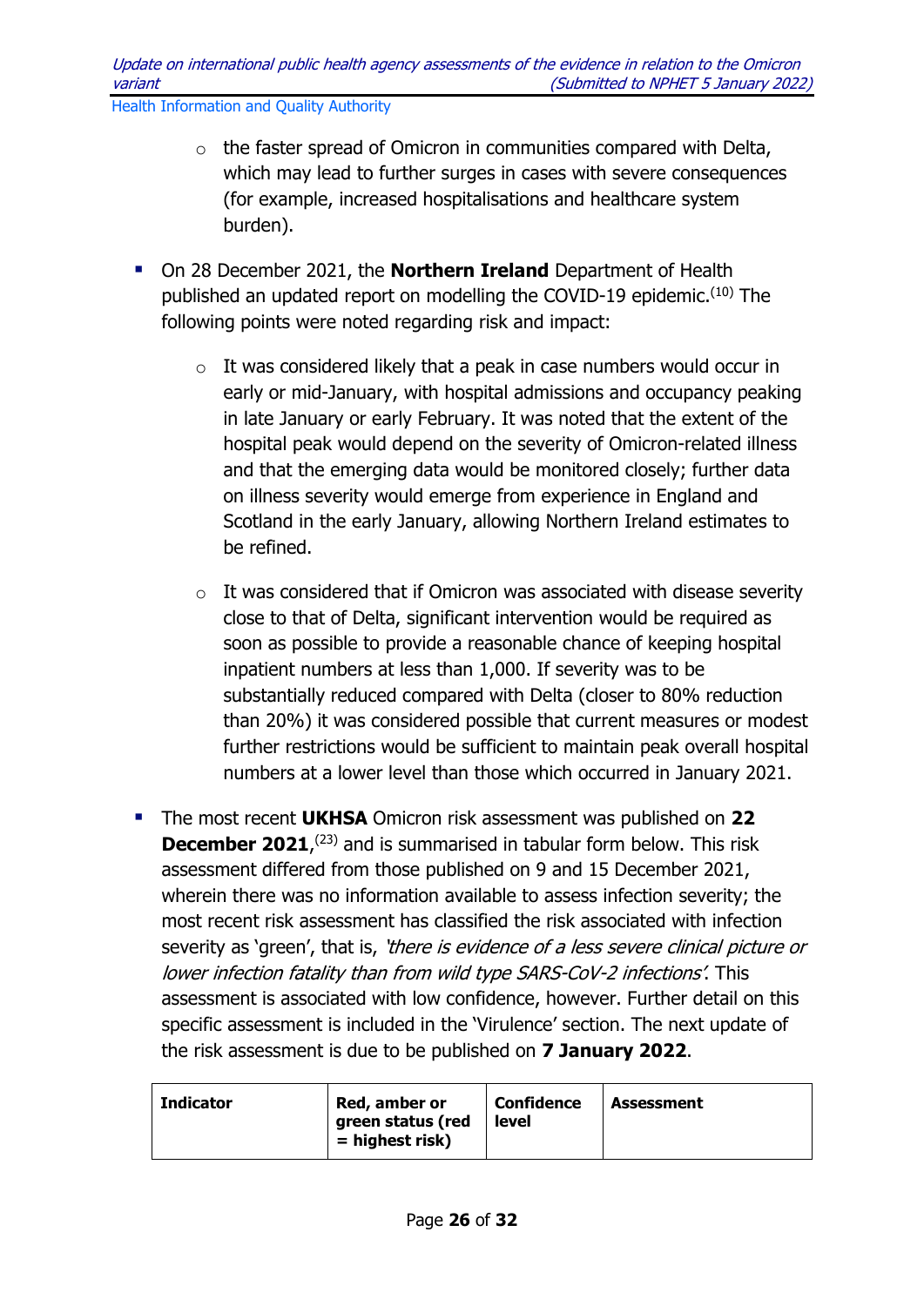- the faster spread of Omicron in communities compared with Delta, which may lead to further surges in cases with severe consequences (for example, increased hospitalisations and healthcare system burden).

- On 28 December 2021, the **Northern Ireland** Department of Health published an updated report on modelling the COVID-19 epidemic.[10] The following points were noted regarding risk and impact:

  - It was considered likely that a peak in case numbers would occur in early or mid-January, with hospital admissions and occupancy peaking in late January or early February. It was noted that the extent of the hospital peak would depend on the severity of Omicron-related illness and that the emerging data would be monitored closely; further data on illness severity would emerge from experience in England and Scotland in the early January, allowing Northern Ireland estimates to be refined.

  - It was considered that if Omicron was associated with disease severity close to that of Delta, significant intervention would be required as soon as possible to provide a reasonable chance of keeping hospital inpatient numbers at less than 1,000. If severity was to be substantially reduced compared with Delta (closer to 80% reduction than 20%) it was considered possible that current measures or modest further restrictions would be sufficient to maintain peak overall hospital numbers at a lower level than those which occurred in January 2021.

- The most recent **UKHSA** Omicron risk assessment was published on **22 December 2021**,[23] and is summarised in tabular form below. This risk assessment differed from those published on 9 and 15 December 2021, wherein there was no information available to assess infection severity; the most recent risk assessment has classified the risk associated with infection severity as 'green', that is, *'there is evidence of a less severe clinical picture or lower infection fatality than from wild type SARS-CoV-2 infections'*. This assessment is associated with low confidence, however. Further detail on this specific assessment is included in the 'Virulence' section. The next update of the risk assessment is due to be published on **7 January 2022**.

| **Indicator** | **Red, amber or green status (red = highest risk)** | **Confidence level** | **Assessment** |
|---|---|---|---|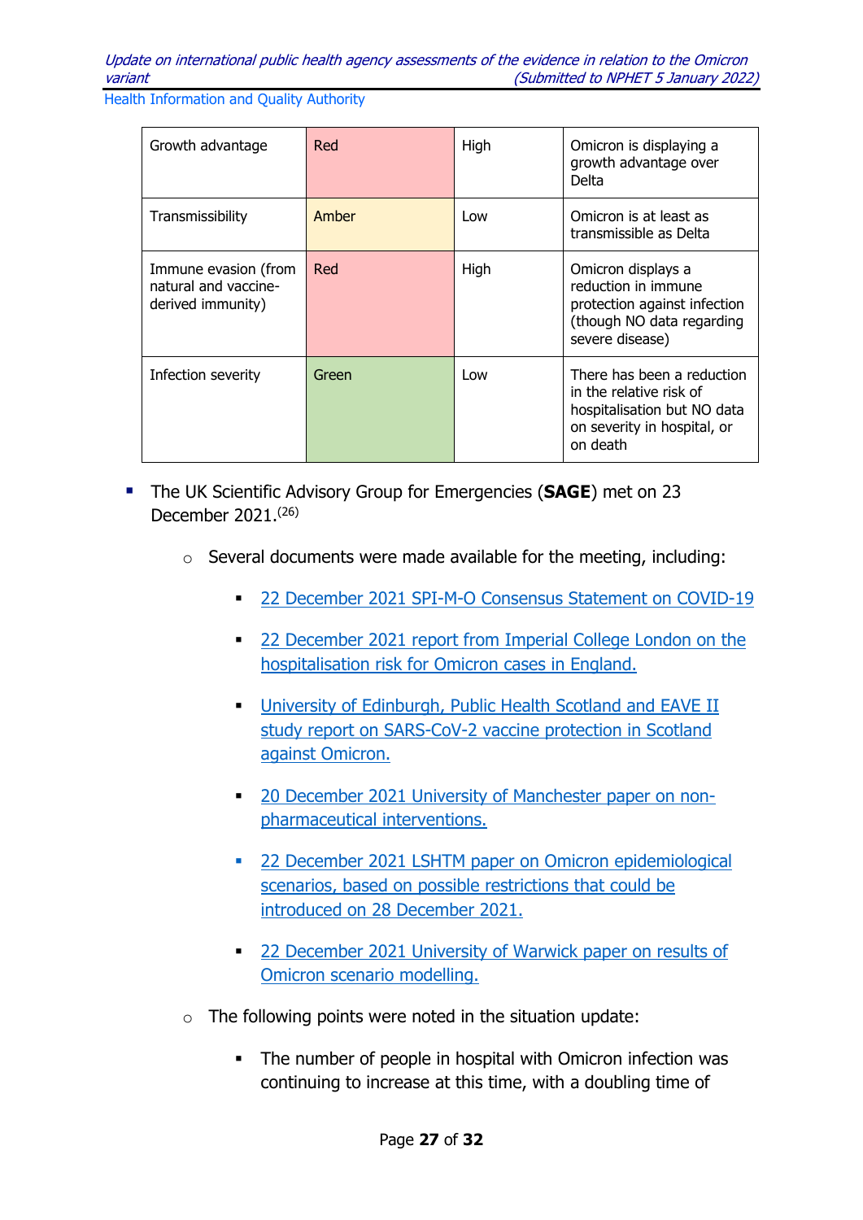| Growth advantage | Red | High | Omicron is displaying a growth advantage over Delta |
|---|---|---|---|
| Transmissibility | Amber | Low | Omicron is at least as transmissible as Delta |
| Immune evasion (from natural and vaccine-derived immunity) | Red | High | Omicron displays a reduction in immune protection against infection (though NO data regarding severe disease) |
| Infection severity | Green | Low | There has been a reduction in the relative risk of hospitalisation but NO data on severity in hospital, or on death |

- The UK Scientific Advisory Group for Emergencies (**SAGE**) met on 23 December 2021.[26]
  - Several documents were made available for the meeting, including:
    - 22 December 2021 SPI-M-O Consensus Statement on COVID-19
    - 22 December 2021 report from Imperial College London on the hospitalisation risk for Omicron cases in England.
    - University of Edinburgh, Public Health Scotland and EAVE II study report on SARS-CoV-2 vaccine protection in Scotland against Omicron.
    - 20 December 2021 University of Manchester paper on non-pharmaceutical interventions.
    - 22 December 2021 LSHTM paper on Omicron epidemiological scenarios, based on possible restrictions that could be introduced on 28 December 2021.
    - 22 December 2021 University of Warwick paper on results of Omicron scenario modelling.
  - The following points were noted in the situation update:
    - The number of people in hospital with Omicron infection was continuing to increase at this time, with a doubling time of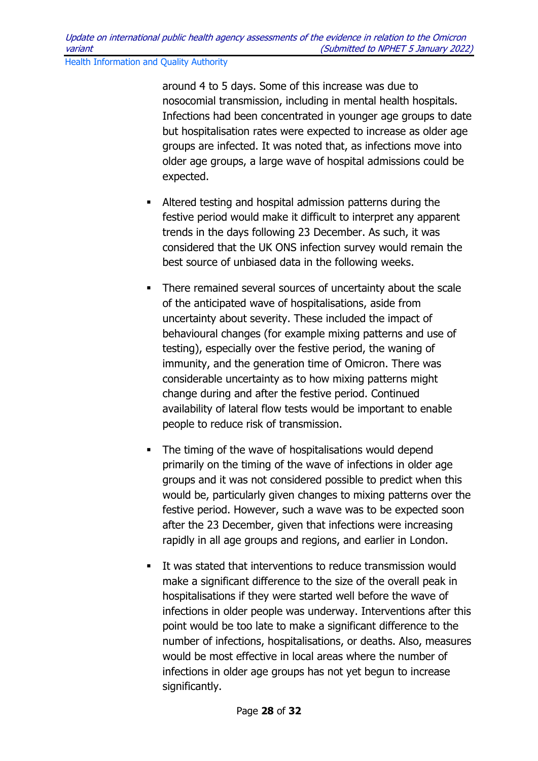around 4 to 5 days. Some of this increase was due to nosocomial transmission, including in mental health hospitals. Infections had been concentrated in younger age groups to date but hospitalisation rates were expected to increase as older age groups are infected. It was noted that, as infections move into older age groups, a large wave of hospital admissions could be expected.

- Altered testing and hospital admission patterns during the festive period would make it difficult to interpret any apparent trends in the days following 23 December. As such, it was considered that the UK ONS infection survey would remain the best source of unbiased data in the following weeks.
- There remained several sources of uncertainty about the scale of the anticipated wave of hospitalisations, aside from uncertainty about severity. These included the impact of behavioural changes (for example mixing patterns and use of testing), especially over the festive period, the waning of immunity, and the generation time of Omicron. There was considerable uncertainty as to how mixing patterns might change during and after the festive period. Continued availability of lateral flow tests would be important to enable people to reduce risk of transmission.
- The timing of the wave of hospitalisations would depend primarily on the timing of the wave of infections in older age groups and it was not considered possible to predict when this would be, particularly given changes to mixing patterns over the festive period. However, such a wave was to be expected soon after the 23 December, given that infections were increasing rapidly in all age groups and regions, and earlier in London.
- It was stated that interventions to reduce transmission would make a significant difference to the size of the overall peak in hospitalisations if they were started well before the wave of infections in older people was underway. Interventions after this point would be too late to make a significant difference to the number of infections, hospitalisations, or deaths. Also, measures would be most effective in local areas where the number of infections in older age groups has not yet begun to increase significantly.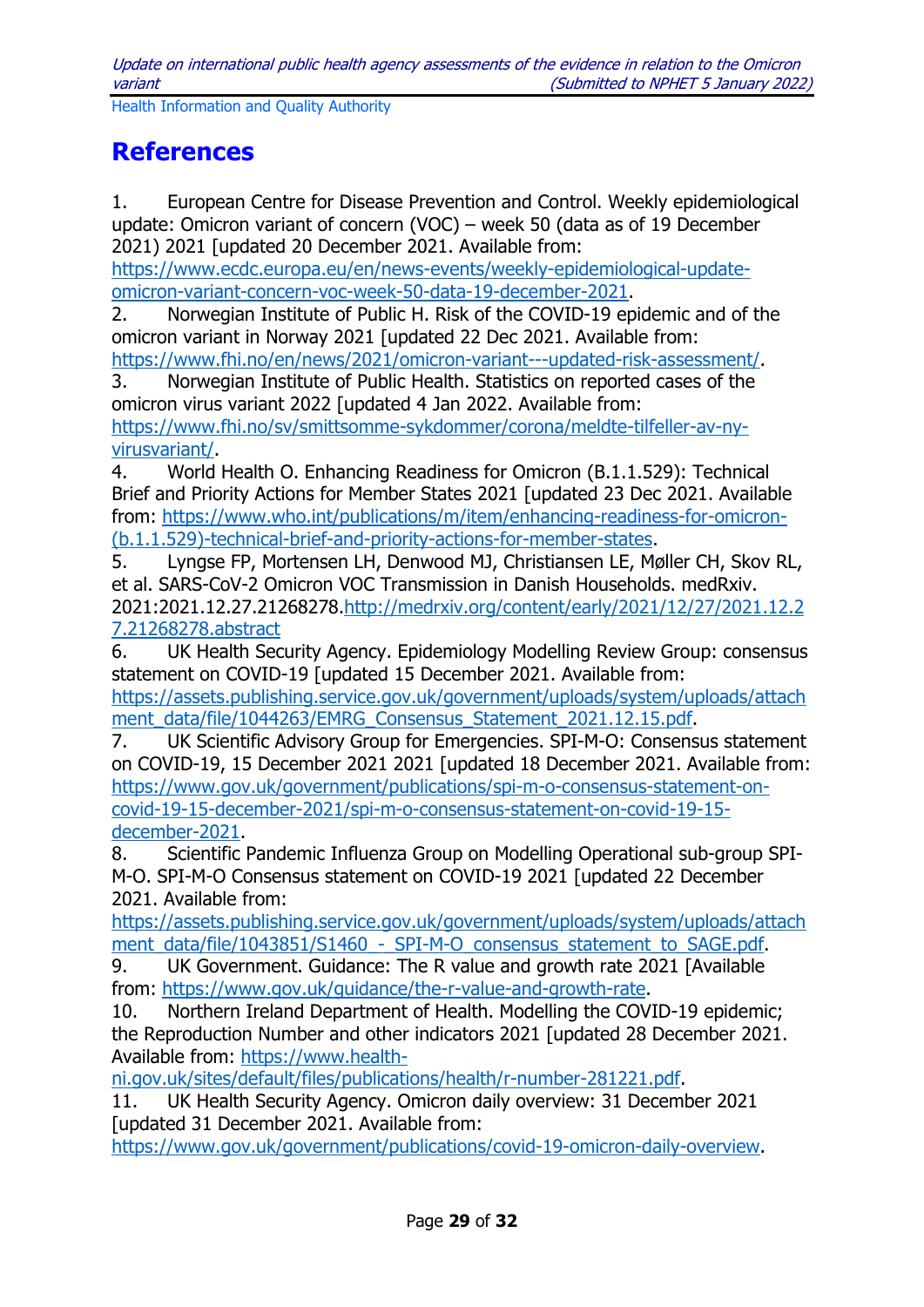# References

1. European Centre for Disease Prevention and Control. Weekly epidemiological update: Omicron variant of concern (VOC) – week 50 (data as of 19 December 2021) 2021 [updated 20 December 2021. Available from: https://www.ecdc.europa.eu/en/news-events/weekly-epidemiological-update-omicron-variant-concern-voc-week-50-data-19-december-2021.
2. Norwegian Institute of Public H. Risk of the COVID-19 epidemic and of the omicron variant in Norway 2021 [updated 22 Dec 2021. Available from: https://www.fhi.no/en/news/2021/omicron-variant---updated-risk-assessment/.
3. Norwegian Institute of Public Health. Statistics on reported cases of the omicron virus variant 2022 [updated 4 Jan 2022. Available from: https://www.fhi.no/sv/smittsomme-sykdommer/corona/meldte-tilfeller-av-ny-virusvariant/.
4. World Health O. Enhancing Readiness for Omicron (B.1.1.529): Technical Brief and Priority Actions for Member States 2021 [updated 23 Dec 2021. Available from: https://www.who.int/publications/m/item/enhancing-readiness-for-omicron-(b.1.1.529)-technical-brief-and-priority-actions-for-member-states.
5. Lyngse FP, Mortensen LH, Denwood MJ, Christiansen LE, Møller CH, Skov RL, et al. SARS-CoV-2 Omicron VOC Transmission in Danish Households. medRxiv. 2021:2021.12.27.21268278.http://medrxiv.org/content/early/2021/12/27/2021.12.27.21268278.abstract
6. UK Health Security Agency. Epidemiology Modelling Review Group: consensus statement on COVID-19 [updated 15 December 2021. Available from: https://assets.publishing.service.gov.uk/government/uploads/system/uploads/attachment_data/file/1044263/EMRG_Consensus_Statement_2021.12.15.pdf.
7. UK Scientific Advisory Group for Emergencies. SPI-M-O: Consensus statement on COVID-19, 15 December 2021 2021 [updated 18 December 2021. Available from: https://www.gov.uk/government/publications/spi-m-o-consensus-statement-on-covid-19-15-december-2021/spi-m-o-consensus-statement-on-covid-19-15-december-2021.
8. Scientific Pandemic Influenza Group on Modelling Operational sub-group SPI-M-O. SPI-M-O Consensus statement on COVID-19 2021 [updated 22 December 2021. Available from: https://assets.publishing.service.gov.uk/government/uploads/system/uploads/attachment_data/file/1043851/S1460_-_SPI-M-O_consensus_statement_to_SAGE.pdf.
9. UK Government. Guidance: The R value and growth rate 2021 [Available from: https://www.gov.uk/guidance/the-r-value-and-growth-rate.
10. Northern Ireland Department of Health. Modelling the COVID-19 epidemic; the Reproduction Number and other indicators 2021 [updated 28 December 2021. Available from: https://www.health-ni.gov.uk/sites/default/files/publications/health/r-number-281221.pdf.
11. UK Health Security Agency. Omicron daily overview: 31 December 2021 [updated 31 December 2021. Available from: https://www.gov.uk/government/publications/covid-19-omicron-daily-overview.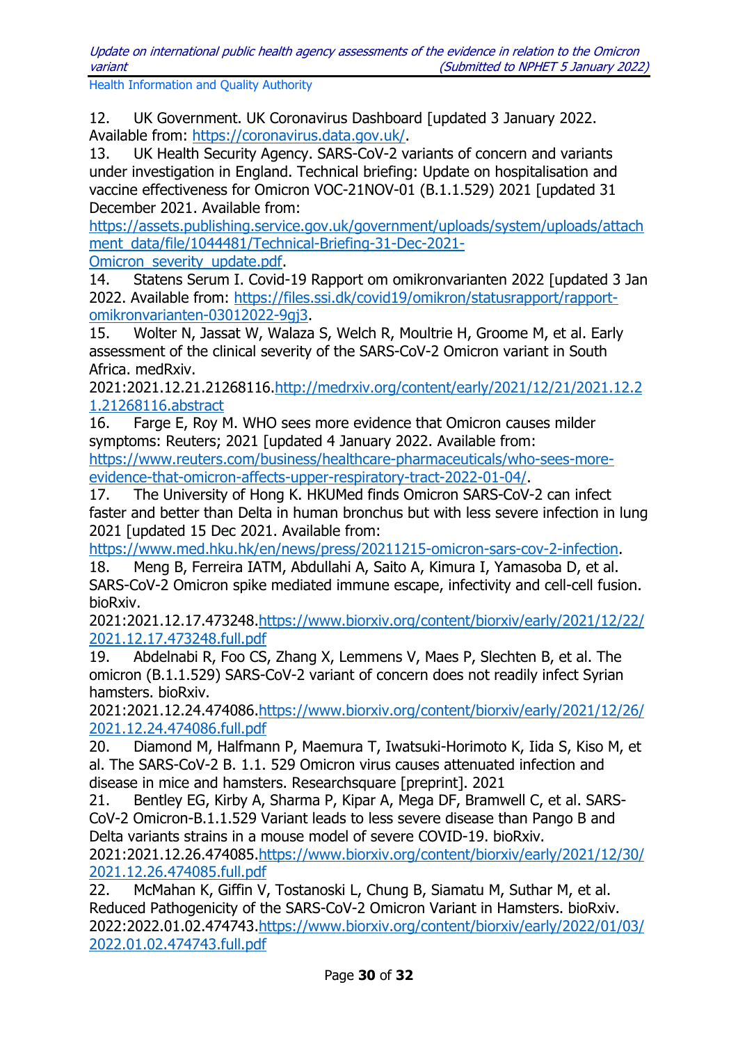12. UK Government. UK Coronavirus Dashboard [updated 3 January 2022. Available from: https://coronavirus.data.gov.uk/.

13. UK Health Security Agency. SARS-CoV-2 variants of concern and variants under investigation in England. Technical briefing: Update on hospitalisation and vaccine effectiveness for Omicron VOC-21NOV-01 (B.1.1.529) 2021 [updated 31 December 2021. Available from: https://assets.publishing.service.gov.uk/government/uploads/system/uploads/attachment_data/file/1044481/Technical-Briefing-31-Dec-2021-Omicron_severity_update.pdf.

14. Statens Serum I. Covid-19 Rapport om omikronvarianten 2022 [updated 3 Jan 2022. Available from: https://files.ssi.dk/covid19/omikron/statusrapport/rapport-omikronvarianten-03012022-9gj3.

15. Wolter N, Jassat W, Walaza S, Welch R, Moultrie H, Groome M, et al. Early assessment of the clinical severity of the SARS-CoV-2 Omicron variant in South Africa. medRxiv. 2021:2021.12.21.21268116.http://medrxiv.org/content/early/2021/12/21/2021.12.21.21268116.abstract

16. Farge E, Roy M. WHO sees more evidence that Omicron causes milder symptoms: Reuters; 2021 [updated 4 January 2022. Available from: https://www.reuters.com/business/healthcare-pharmaceuticals/who-sees-more-evidence-that-omicron-affects-upper-respiratory-tract-2022-01-04/.

17. The University of Hong K. HKUMed finds Omicron SARS-CoV-2 can infect faster and better than Delta in human bronchus but with less severe infection in lung 2021 [updated 15 Dec 2021. Available from: https://www.med.hku.hk/en/news/press/20211215-omicron-sars-cov-2-infection.

18. Meng B, Ferreira IATM, Abdullahi A, Saito A, Kimura I, Yamasoba D, et al. SARS-CoV-2 Omicron spike mediated immune escape, infectivity and cell-cell fusion. bioRxiv. 2021:2021.12.17.473248.https://www.biorxiv.org/content/biorxiv/early/2021/12/22/2021.12.17.473248.full.pdf

19. Abdelnabi R, Foo CS, Zhang X, Lemmens V, Maes P, Slechten B, et al. The omicron (B.1.1.529) SARS-CoV-2 variant of concern does not readily infect Syrian hamsters. bioRxiv. 2021:2021.12.24.474086.https://www.biorxiv.org/content/biorxiv/early/2021/12/26/2021.12.24.474086.full.pdf

20. Diamond M, Halfmann P, Maemura T, Iwatsuki-Horimoto K, Iida S, Kiso M, et al. The SARS-CoV-2 B. 1.1. 529 Omicron virus causes attenuated infection and disease in mice and hamsters. Researchsquare [preprint]. 2021

21. Bentley EG, Kirby A, Sharma P, Kipar A, Mega DF, Bramwell C, et al. SARS-CoV-2 Omicron-B.1.1.529 Variant leads to less severe disease than Pango B and Delta variants strains in a mouse model of severe COVID-19. bioRxiv. 2021:2021.12.26.474085.https://www.biorxiv.org/content/biorxiv/early/2021/12/30/2021.12.26.474085.full.pdf

22. McMahan K, Giffin V, Tostanoski L, Chung B, Siamatu M, Suthar M, et al. Reduced Pathogenicity of the SARS-CoV-2 Omicron Variant in Hamsters. bioRxiv. 2022:2022.01.02.474743.https://www.biorxiv.org/content/biorxiv/early/2022/01/03/2022.01.02.474743.full.pdf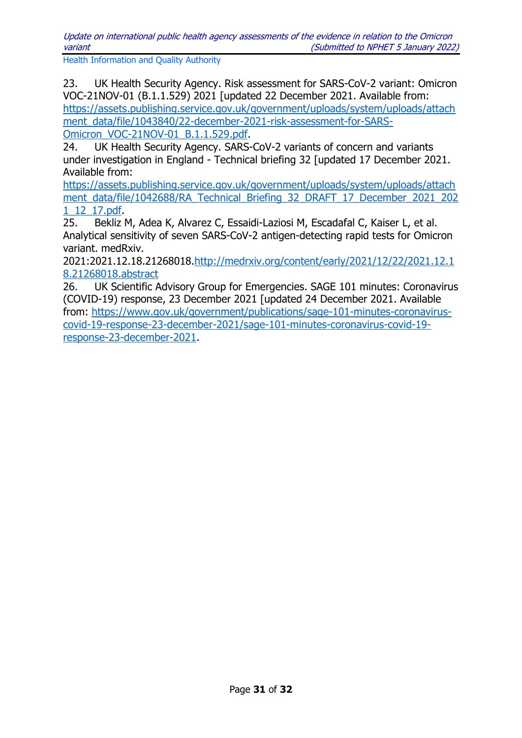23. UK Health Security Agency. Risk assessment for SARS-CoV-2 variant: Omicron VOC-21NOV-01 (B.1.1.529) 2021 [updated 22 December 2021. Available from: https://assets.publishing.service.gov.uk/government/uploads/system/uploads/attachment_data/file/1043840/22-december-2021-risk-assessment-for-SARS-Omicron_VOC-21NOV-01_B.1.1.529.pdf.
24. UK Health Security Agency. SARS-CoV-2 variants of concern and variants under investigation in England - Technical briefing 32 [updated 17 December 2021. Available from: https://assets.publishing.service.gov.uk/government/uploads/system/uploads/attachment_data/file/1042688/RA_Technical_Briefing_32_DRAFT_17_December_2021_2021_12_17.pdf.
25. Bekliz M, Adea K, Alvarez C, Essaidi-Laziosi M, Escadafal C, Kaiser L, et al. Analytical sensitivity of seven SARS-CoV-2 antigen-detecting rapid tests for Omicron variant. medRxiv. 2021:2021.12.18.21268018.http://medrxiv.org/content/early/2021/12/22/2021.12.18.21268018.abstract
26. UK Scientific Advisory Group for Emergencies. SAGE 101 minutes: Coronavirus (COVID-19) response, 23 December 2021 [updated 24 December 2021. Available from: https://www.gov.uk/government/publications/sage-101-minutes-coronavirus-covid-19-response-23-december-2021/sage-101-minutes-coronavirus-covid-19-response-23-december-2021.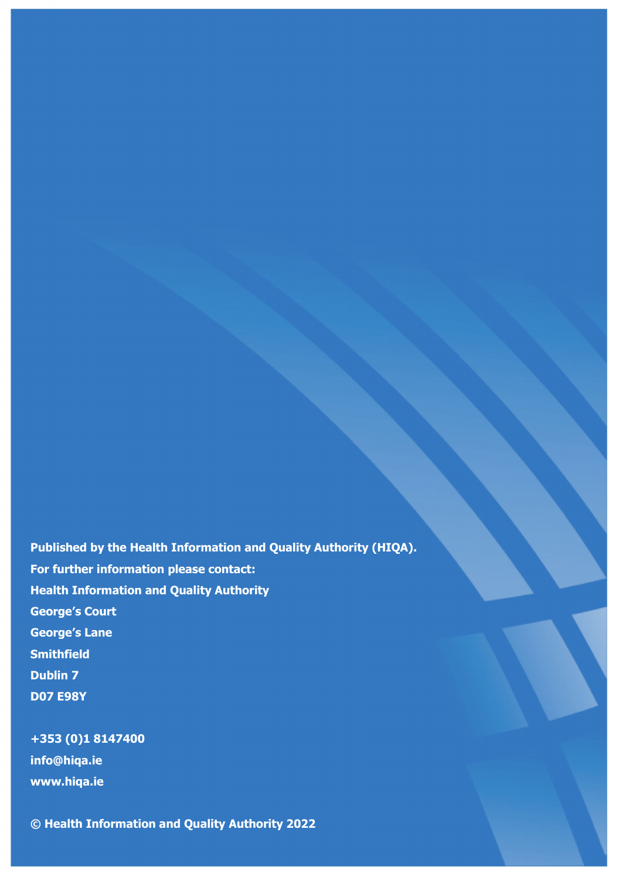**Published by the Health Information and Quality Authority (HIQA).**

**For further information please contact:**

**Health Information and Quality Authority**

**George's Court**

**George's Lane**

**Smithfield**

**Dublin 7**

**D07 E98Y**

**+353 (0)1 8147400**

**info@hiqa.ie**

**www.hiqa.ie**

**© Health Information and Quality Authority 2022**